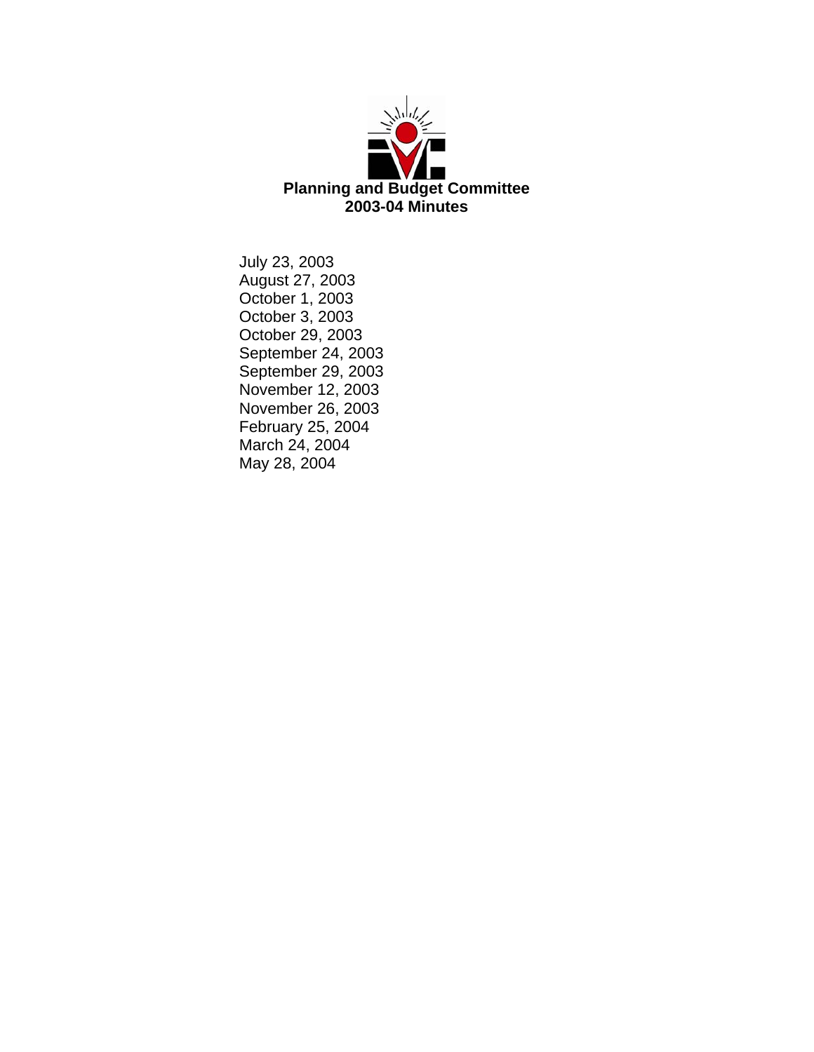# Planning and Budget Committee
## 2003-04 Minutes

July 23, 2003
August 27, 2003
October 1, 2003
October 3, 2003
October 29, 2003
September 24, 2003
September 29, 2003
November 12, 2003
November 26, 2003
February 25, 2004
March 24, 2004
May 28, 2004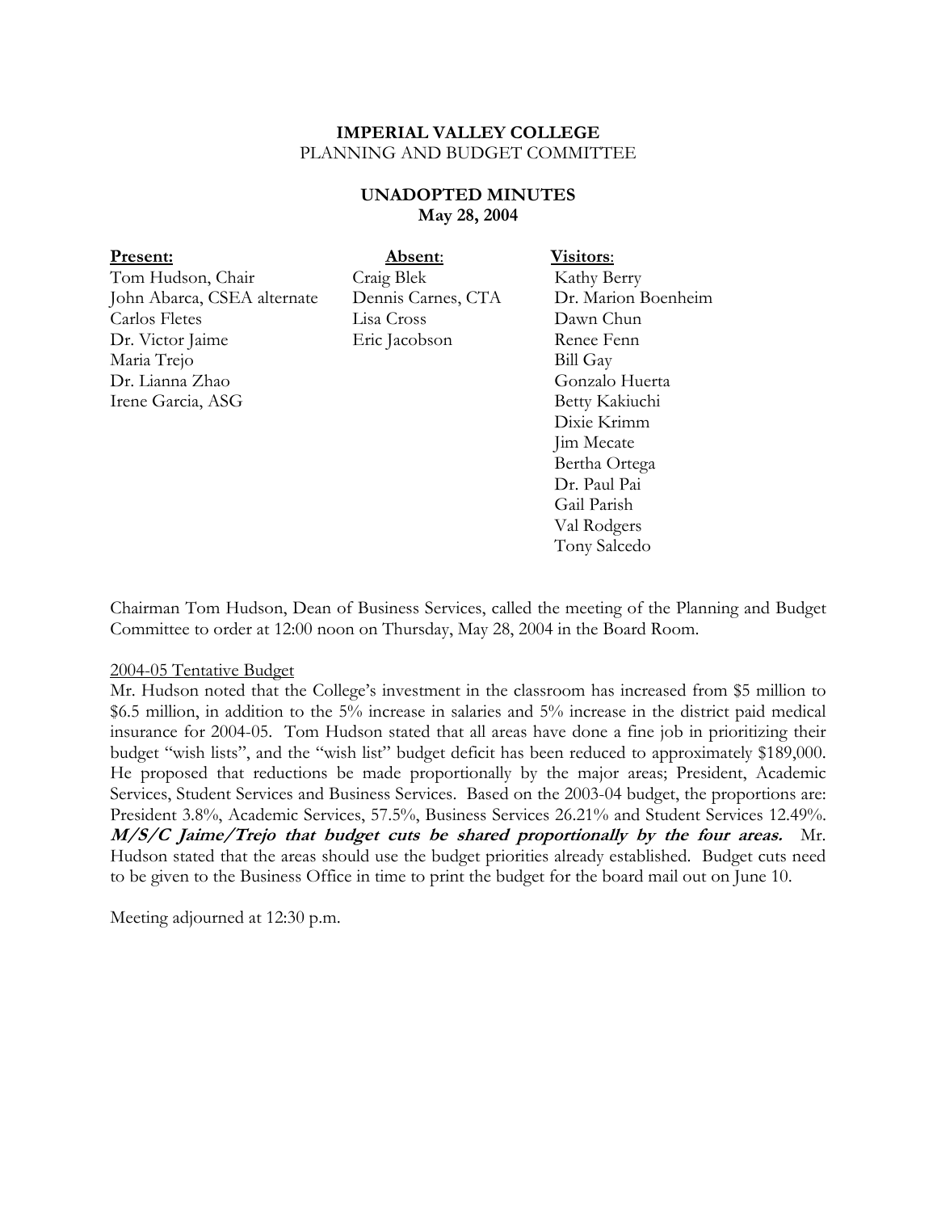**IMPERIAL VALLEY COLLEGE**
PLANNING AND BUDGET COMMITTEE

**UNADOPTED MINUTES**
**May 28, 2004**

| **Present:** | **Absent:** | **Visitors:** |
|---|---|---|
| Tom Hudson, Chair | Craig Blek | Kathy Berry |
| John Abarca, CSEA alternate | Dennis Carnes, CTA | Dr. Marion Boenheim |
| Carlos Fletes | Lisa Cross | Dawn Chun |
| Dr. Victor Jaime | Eric Jacobson | Renee Fenn |
| Maria Trejo | | Bill Gay |
| Dr. Lianna Zhao | | Gonzalo Huerta |
| Irene Garcia, ASG | | Betty Kakiuchi |
| | | Dixie Krimm |
| | | Jim Mecate |
| | | Bertha Ortega |
| | | Dr. Paul Pai |
| | | Gail Parish |
| | | Val Rodgers |
| | | Tony Salcedo |

Chairman Tom Hudson, Dean of Business Services, called the meeting of the Planning and Budget Committee to order at 12:00 noon on Thursday, May 28, 2004 in the Board Room.

2004-05 Tentative Budget

Mr. Hudson noted that the College's investment in the classroom has increased from $5 million to $6.5 million, in addition to the 5% increase in salaries and 5% increase in the district paid medical insurance for 2004-05. Tom Hudson stated that all areas have done a fine job in prioritizing their budget "wish lists", and the "wish list" budget deficit has been reduced to approximately $189,000. He proposed that reductions be made proportionally by the major areas; President, Academic Services, Student Services and Business Services. Based on the 2003-04 budget, the proportions are: President 3.8%, Academic Services, 57.5%, Business Services 26.21% and Student Services 12.49%. ***M/S/C Jaime/Trejo that budget cuts be shared proportionally by the four areas.*** Mr. Hudson stated that the areas should use the budget priorities already established. Budget cuts need to be given to the Business Office in time to print the budget for the board mail out on June 10.

Meeting adjourned at 12:30 p.m.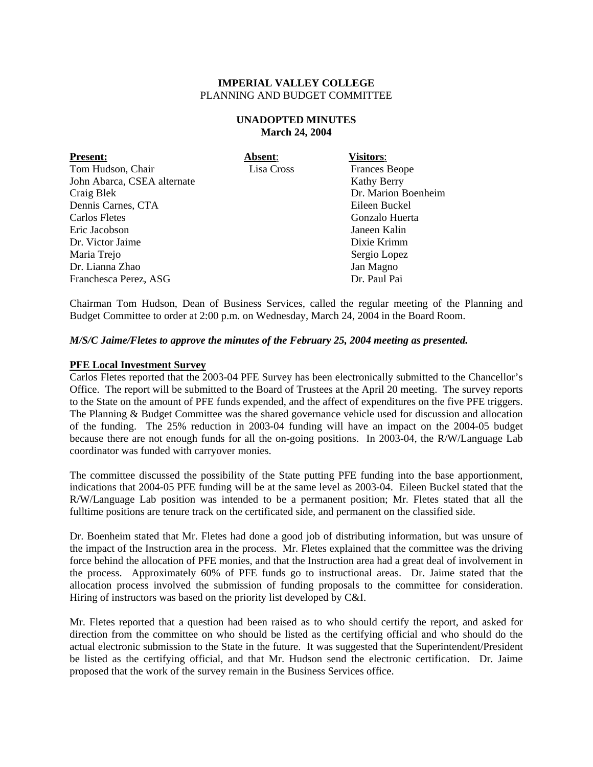**IMPERIAL VALLEY COLLEGE**
PLANNING AND BUDGET COMMITTEE

**UNADOPTED MINUTES**
**March 24, 2004**

| **Present:** | **Absent**: | **Visitors**: |
|---|---|---|
| Tom Hudson, Chair | Lisa Cross | Frances Beope |
| John Abarca, CSEA alternate | | Kathy Berry |
| Craig Blek | | Dr. Marion Boenheim |
| Dennis Carnes, CTA | | Eileen Buckel |
| Carlos Fletes | | Gonzalo Huerta |
| Eric Jacobson | | Janeen Kalin |
| Dr. Victor Jaime | | Dixie Krimm |
| Maria Trejo | | Sergio Lopez |
| Dr. Lianna Zhao | | Jan Magno |
| Franchesca Perez, ASG | | Dr. Paul Pai |

Chairman Tom Hudson, Dean of Business Services, called the regular meeting of the Planning and Budget Committee to order at 2:00 p.m. on Wednesday, March 24, 2004 in the Board Room.

***M/S/C Jaime/Fletes to approve the minutes of the February 25, 2004 meeting as presented.***

**PFE Local Investment Survey**

Carlos Fletes reported that the 2003-04 PFE Survey has been electronically submitted to the Chancellor's Office. The report will be submitted to the Board of Trustees at the April 20 meeting. The survey reports to the State on the amount of PFE funds expended, and the affect of expenditures on the five PFE triggers. The Planning & Budget Committee was the shared governance vehicle used for discussion and allocation of the funding. The 25% reduction in 2003-04 funding will have an impact on the 2004-05 budget because there are not enough funds for all the on-going positions. In 2003-04, the R/W/Language Lab coordinator was funded with carryover monies.

The committee discussed the possibility of the State putting PFE funding into the base apportionment, indications that 2004-05 PFE funding will be at the same level as 2003-04. Eileen Buckel stated that the R/W/Language Lab position was intended to be a permanent position; Mr. Fletes stated that all the fulltime positions are tenure track on the certificated side, and permanent on the classified side.

Dr. Boenheim stated that Mr. Fletes had done a good job of distributing information, but was unsure of the impact of the Instruction area in the process. Mr. Fletes explained that the committee was the driving force behind the allocation of PFE monies, and that the Instruction area had a great deal of involvement in the process. Approximately 60% of PFE funds go to instructional areas. Dr. Jaime stated that the allocation process involved the submission of funding proposals to the committee for consideration. Hiring of instructors was based on the priority list developed by C&I.

Mr. Fletes reported that a question had been raised as to who should certify the report, and asked for direction from the committee on who should be listed as the certifying official and who should do the actual electronic submission to the State in the future. It was suggested that the Superintendent/President be listed as the certifying official, and that Mr. Hudson send the electronic certification. Dr. Jaime proposed that the work of the survey remain in the Business Services office.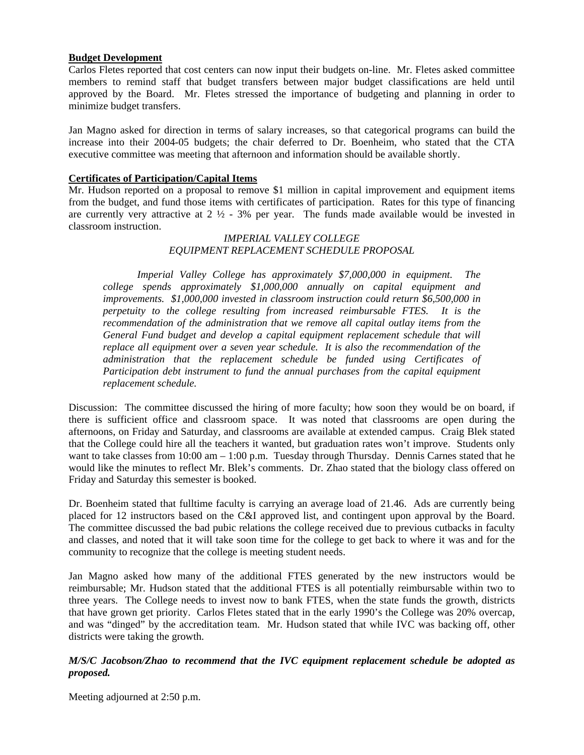**Budget Development**

Carlos Fletes reported that cost centers can now input their budgets on-line. Mr. Fletes asked committee members to remind staff that budget transfers between major budget classifications are held until approved by the Board. Mr. Fletes stressed the importance of budgeting and planning in order to minimize budget transfers.

Jan Magno asked for direction in terms of salary increases, so that categorical programs can build the increase into their 2004-05 budgets; the chair deferred to Dr. Boenheim, who stated that the CTA executive committee was meeting that afternoon and information should be available shortly.

**Certificates of Participation/Capital Items**

Mr. Hudson reported on a proposal to remove $1 million in capital improvement and equipment items from the budget, and fund those items with certificates of participation. Rates for this type of financing are currently very attractive at 2 ½ - 3% per year. The funds made available would be invested in classroom instruction.

*IMPERIAL VALLEY COLLEGE*
*EQUIPMENT REPLACEMENT SCHEDULE PROPOSAL*

> *Imperial Valley College has approximately $7,000,000 in equipment. The college spends approximately $1,000,000 annually on capital equipment and improvements. $1,000,000 invested in classroom instruction could return $6,500,000 in perpetuity to the college resulting from increased reimbursable FTES. It is the recommendation of the administration that we remove all capital outlay items from the General Fund budget and develop a capital equipment replacement schedule that will replace all equipment over a seven year schedule. It is also the recommendation of the administration that the replacement schedule be funded using Certificates of Participation debt instrument to fund the annual purchases from the capital equipment replacement schedule.*

Discussion: The committee discussed the hiring of more faculty; how soon they would be on board, if there is sufficient office and classroom space. It was noted that classrooms are open during the afternoons, on Friday and Saturday, and classrooms are available at extended campus. Craig Blek stated that the College could hire all the teachers it wanted, but graduation rates won't improve. Students only want to take classes from 10:00 am – 1:00 p.m. Tuesday through Thursday. Dennis Carnes stated that he would like the minutes to reflect Mr. Blek's comments. Dr. Zhao stated that the biology class offered on Friday and Saturday this semester is booked.

Dr. Boenheim stated that fulltime faculty is carrying an average load of 21.46. Ads are currently being placed for 12 instructors based on the C&I approved list, and contingent upon approval by the Board. The committee discussed the bad pubic relations the college received due to previous cutbacks in faculty and classes, and noted that it will take soon time for the college to get back to where it was and for the community to recognize that the college is meeting student needs.

Jan Magno asked how many of the additional FTES generated by the new instructors would be reimbursable; Mr. Hudson stated that the additional FTES is all potentially reimbursable within two to three years. The College needs to invest now to bank FTES, when the state funds the growth, districts that have grown get priority. Carlos Fletes stated that in the early 1990's the College was 20% overcap, and was "dinged" by the accreditation team. Mr. Hudson stated that while IVC was backing off, other districts were taking the growth.

***M/S/C Jacobson/Zhao to recommend that the IVC equipment replacement schedule be adopted as proposed.***

Meeting adjourned at 2:50 p.m.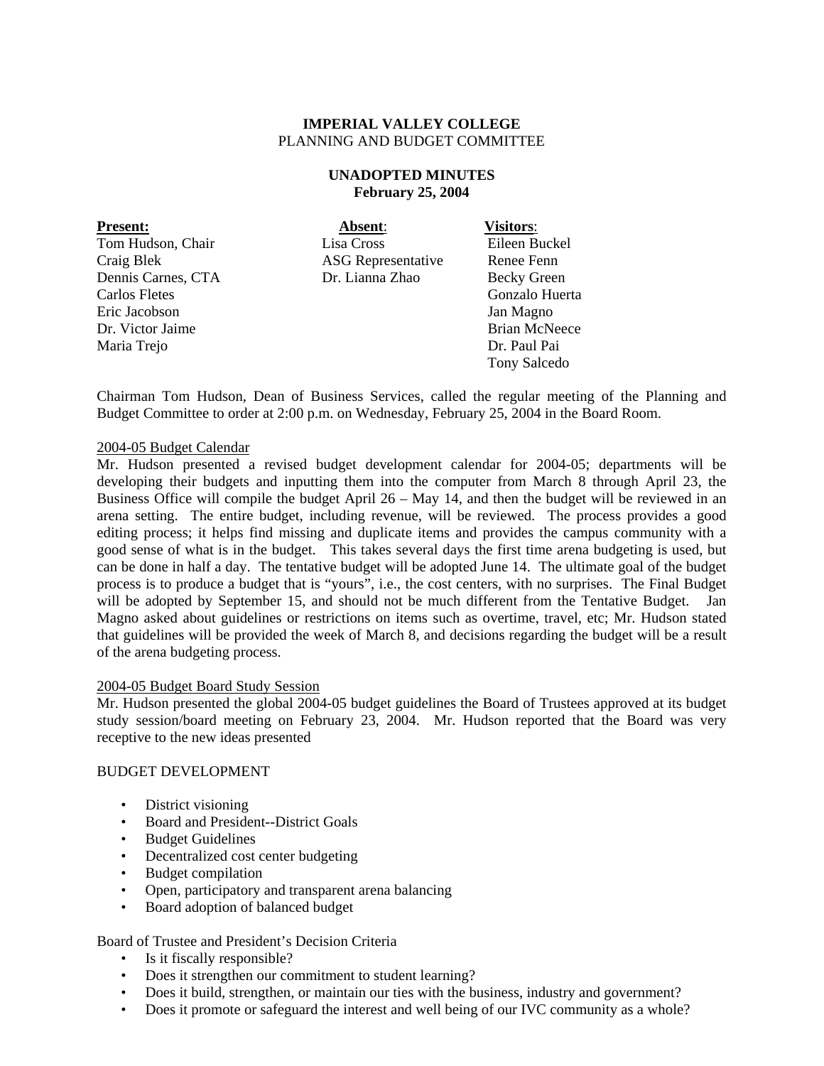**IMPERIAL VALLEY COLLEGE**
PLANNING AND BUDGET COMMITTEE

**UNADOPTED MINUTES**
**February 25, 2004**

| **Present:** | **Absent:** | **Visitors:** |
|---|---|---|
| Tom Hudson, Chair | Lisa Cross | Eileen Buckel |
| Craig Blek | ASG Representative | Renee Fenn |
| Dennis Carnes, CTA | Dr. Lianna Zhao | Becky Green |
| Carlos Fletes | | Gonzalo Huerta |
| Eric Jacobson | | Jan Magno |
| Dr. Victor Jaime | | Brian McNeece |
| Maria Trejo | | Dr. Paul Pai |
| | | Tony Salcedo |

Chairman Tom Hudson, Dean of Business Services, called the regular meeting of the Planning and Budget Committee to order at 2:00 p.m. on Wednesday, February 25, 2004 in the Board Room.

2004-05 Budget Calendar

Mr. Hudson presented a revised budget development calendar for 2004-05; departments will be developing their budgets and inputting them into the computer from March 8 through April 23, the Business Office will compile the budget April 26 – May 14, and then the budget will be reviewed in an arena setting. The entire budget, including revenue, will be reviewed. The process provides a good editing process; it helps find missing and duplicate items and provides the campus community with a good sense of what is in the budget. This takes several days the first time arena budgeting is used, but can be done in half a day. The tentative budget will be adopted June 14. The ultimate goal of the budget process is to produce a budget that is "yours", i.e., the cost centers, with no surprises. The Final Budget will be adopted by September 15, and should not be much different from the Tentative Budget. Jan Magno asked about guidelines or restrictions on items such as overtime, travel, etc; Mr. Hudson stated that guidelines will be provided the week of March 8, and decisions regarding the budget will be a result of the arena budgeting process.

2004-05 Budget Board Study Session

Mr. Hudson presented the global 2004-05 budget guidelines the Board of Trustees approved at its budget study session/board meeting on February 23, 2004. Mr. Hudson reported that the Board was very receptive to the new ideas presented

BUDGET DEVELOPMENT

- District visioning
- Board and President--District Goals
- Budget Guidelines
- Decentralized cost center budgeting
- Budget compilation
- Open, participatory and transparent arena balancing
- Board adoption of balanced budget

Board of Trustee and President's Decision Criteria

- Is it fiscally responsible?
- Does it strengthen our commitment to student learning?
- Does it build, strengthen, or maintain our ties with the business, industry and government?
- Does it promote or safeguard the interest and well being of our IVC community as a whole?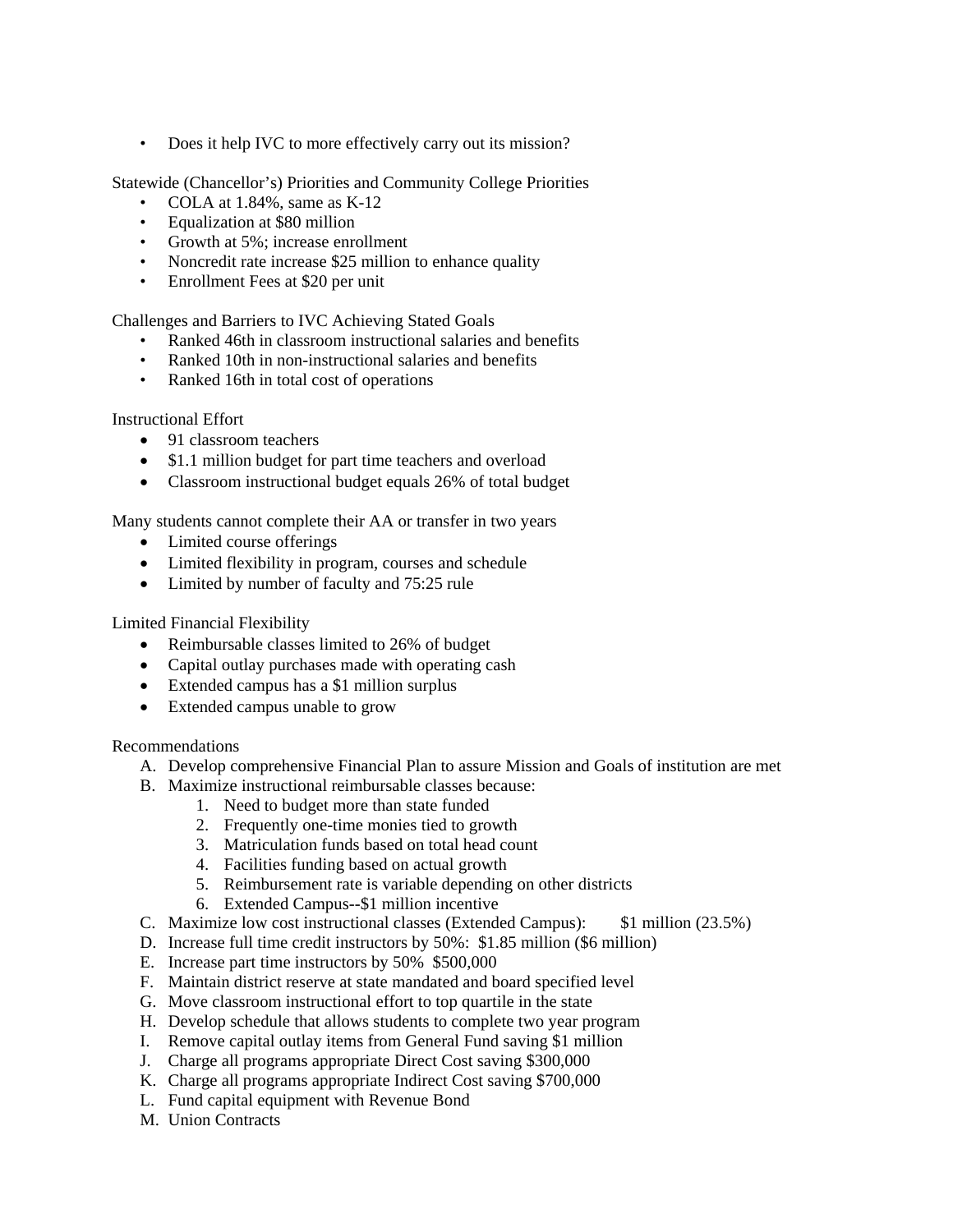- Does it help IVC to more effectively carry out its mission?

Statewide (Chancellor's) Priorities and Community College Priorities

- COLA at 1.84%, same as K-12
- Equalization at $80 million
- Growth at 5%; increase enrollment
- Noncredit rate increase $25 million to enhance quality
- Enrollment Fees at $20 per unit

Challenges and Barriers to IVC Achieving Stated Goals

- Ranked 46th in classroom instructional salaries and benefits
- Ranked 10th in non-instructional salaries and benefits
- Ranked 16th in total cost of operations

Instructional Effort

- 91 classroom teachers
- $1.1 million budget for part time teachers and overload
- Classroom instructional budget equals 26% of total budget

Many students cannot complete their AA or transfer in two years

- Limited course offerings
- Limited flexibility in program, courses and schedule
- Limited by number of faculty and 75:25 rule

Limited Financial Flexibility

- Reimbursable classes limited to 26% of budget
- Capital outlay purchases made with operating cash
- Extended campus has a $1 million surplus
- Extended campus unable to grow

Recommendations

A. Develop comprehensive Financial Plan to assure Mission and Goals of institution are met
B. Maximize instructional reimbursable classes because:
   1. Need to budget more than state funded
   2. Frequently one-time monies tied to growth
   3. Matriculation funds based on total head count
   4. Facilities funding based on actual growth
   5. Reimbursement rate is variable depending on other districts
   6. Extended Campus--$1 million incentive
C. Maximize low cost instructional classes (Extended Campus): $1 million (23.5%)
D. Increase full time credit instructors by 50%: $1.85 million ($6 million)
E. Increase part time instructors by 50% $500,000
F. Maintain district reserve at state mandated and board specified level
G. Move classroom instructional effort to top quartile in the state
H. Develop schedule that allows students to complete two year program
I. Remove capital outlay items from General Fund saving $1 million
J. Charge all programs appropriate Direct Cost saving $300,000
K. Charge all programs appropriate Indirect Cost saving $700,000
L. Fund capital equipment with Revenue Bond
M. Union Contracts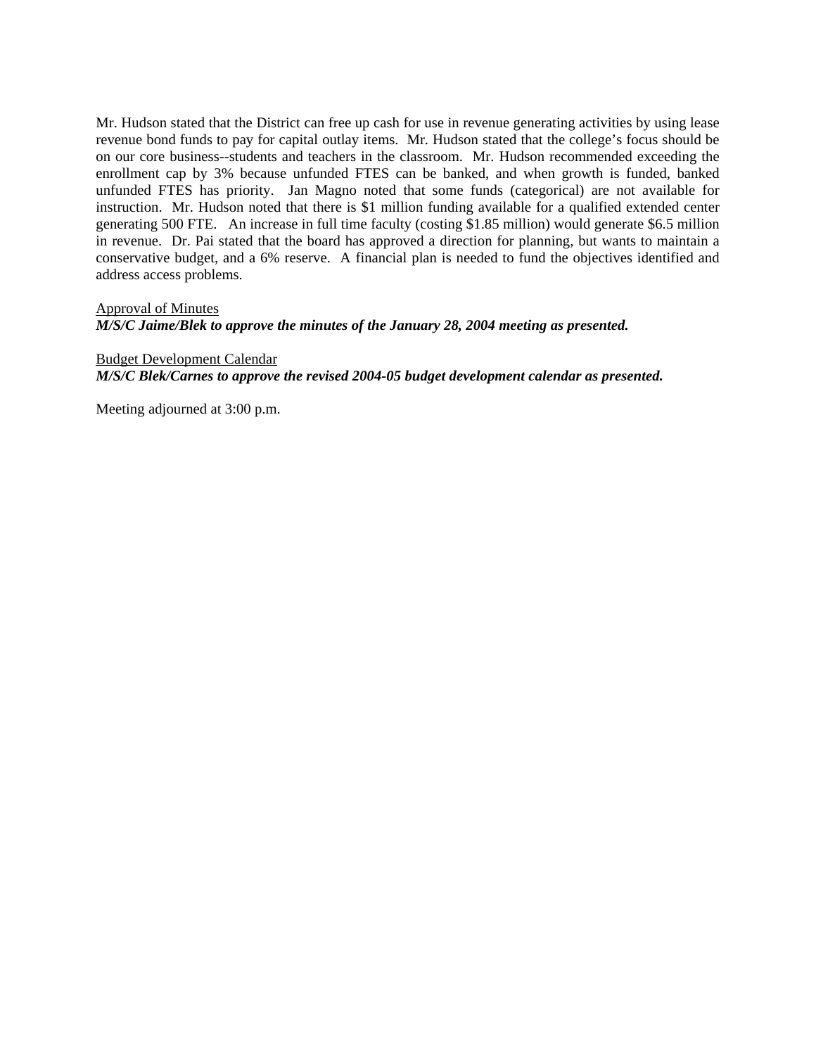Mr. Hudson stated that the District can free up cash for use in revenue generating activities by using lease revenue bond funds to pay for capital outlay items. Mr. Hudson stated that the college's focus should be on our core business--students and teachers in the classroom. Mr. Hudson recommended exceeding the enrollment cap by 3% because unfunded FTES can be banked, and when growth is funded, banked unfunded FTES has priority. Jan Magno noted that some funds (categorical) are not available for instruction. Mr. Hudson noted that there is $1 million funding available for a qualified extended center generating 500 FTE. An increase in full time faculty (costing $1.85 million) would generate $6.5 million in revenue. Dr. Pai stated that the board has approved a direction for planning, but wants to maintain a conservative budget, and a 6% reserve. A financial plan is needed to fund the objectives identified and address access problems.

<u>Approval of Minutes</u>
***M/S/C Jaime/Blek to approve the minutes of the January 28, 2004 meeting as presented.***

<u>Budget Development Calendar</u>
***M/S/C Blek/Carnes to approve the revised 2004-05 budget development calendar as presented.***

Meeting adjourned at 3:00 p.m.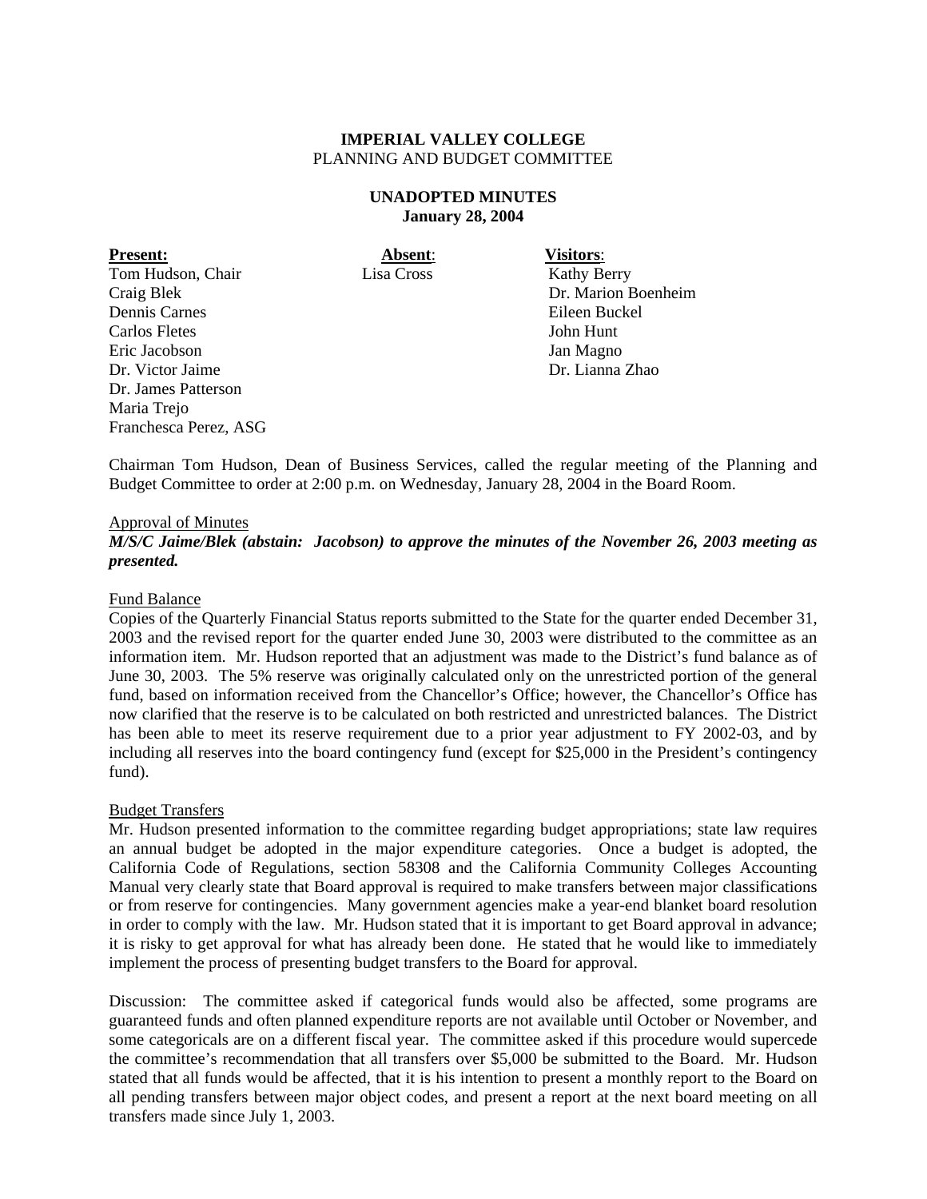**IMPERIAL VALLEY COLLEGE**
PLANNING AND BUDGET COMMITTEE

**UNADOPTED MINUTES**
**January 28, 2004**

| **Present:** | **Absent**: | **Visitors**: |
|---|---|---|
| Tom Hudson, Chair | Lisa Cross | Kathy Berry |
| Craig Blek | | Dr. Marion Boenheim |
| Dennis Carnes | | Eileen Buckel |
| Carlos Fletes | | John Hunt |
| Eric Jacobson | | Jan Magno |
| Dr. Victor Jaime | | Dr. Lianna Zhao |
| Dr. James Patterson | | |
| Maria Trejo | | |
| Franchesca Perez, ASG | | |

Chairman Tom Hudson, Dean of Business Services, called the regular meeting of the Planning and Budget Committee to order at 2:00 p.m. on Wednesday, January 28, 2004 in the Board Room.

Approval of Minutes

***M/S/C Jaime/Blek (abstain: Jacobson) to approve the minutes of the November 26, 2003 meeting as presented.***

Fund Balance

Copies of the Quarterly Financial Status reports submitted to the State for the quarter ended December 31, 2003 and the revised report for the quarter ended June 30, 2003 were distributed to the committee as an information item. Mr. Hudson reported that an adjustment was made to the District's fund balance as of June 30, 2003. The 5% reserve was originally calculated only on the unrestricted portion of the general fund, based on information received from the Chancellor's Office; however, the Chancellor's Office has now clarified that the reserve is to be calculated on both restricted and unrestricted balances. The District has been able to meet its reserve requirement due to a prior year adjustment to FY 2002-03, and by including all reserves into the board contingency fund (except for $25,000 in the President's contingency fund).

Budget Transfers

Mr. Hudson presented information to the committee regarding budget appropriations; state law requires an annual budget be adopted in the major expenditure categories. Once a budget is adopted, the California Code of Regulations, section 58308 and the California Community Colleges Accounting Manual very clearly state that Board approval is required to make transfers between major classifications or from reserve for contingencies. Many government agencies make a year-end blanket board resolution in order to comply with the law. Mr. Hudson stated that it is important to get Board approval in advance; it is risky to get approval for what has already been done. He stated that he would like to immediately implement the process of presenting budget transfers to the Board for approval.

Discussion: The committee asked if categorical funds would also be affected, some programs are guaranteed funds and often planned expenditure reports are not available until October or November, and some categoricals are on a different fiscal year. The committee asked if this procedure would supercede the committee's recommendation that all transfers over $5,000 be submitted to the Board. Mr. Hudson stated that all funds would be affected, that it is his intention to present a monthly report to the Board on all pending transfers between major object codes, and present a report at the next board meeting on all transfers made since July 1, 2003.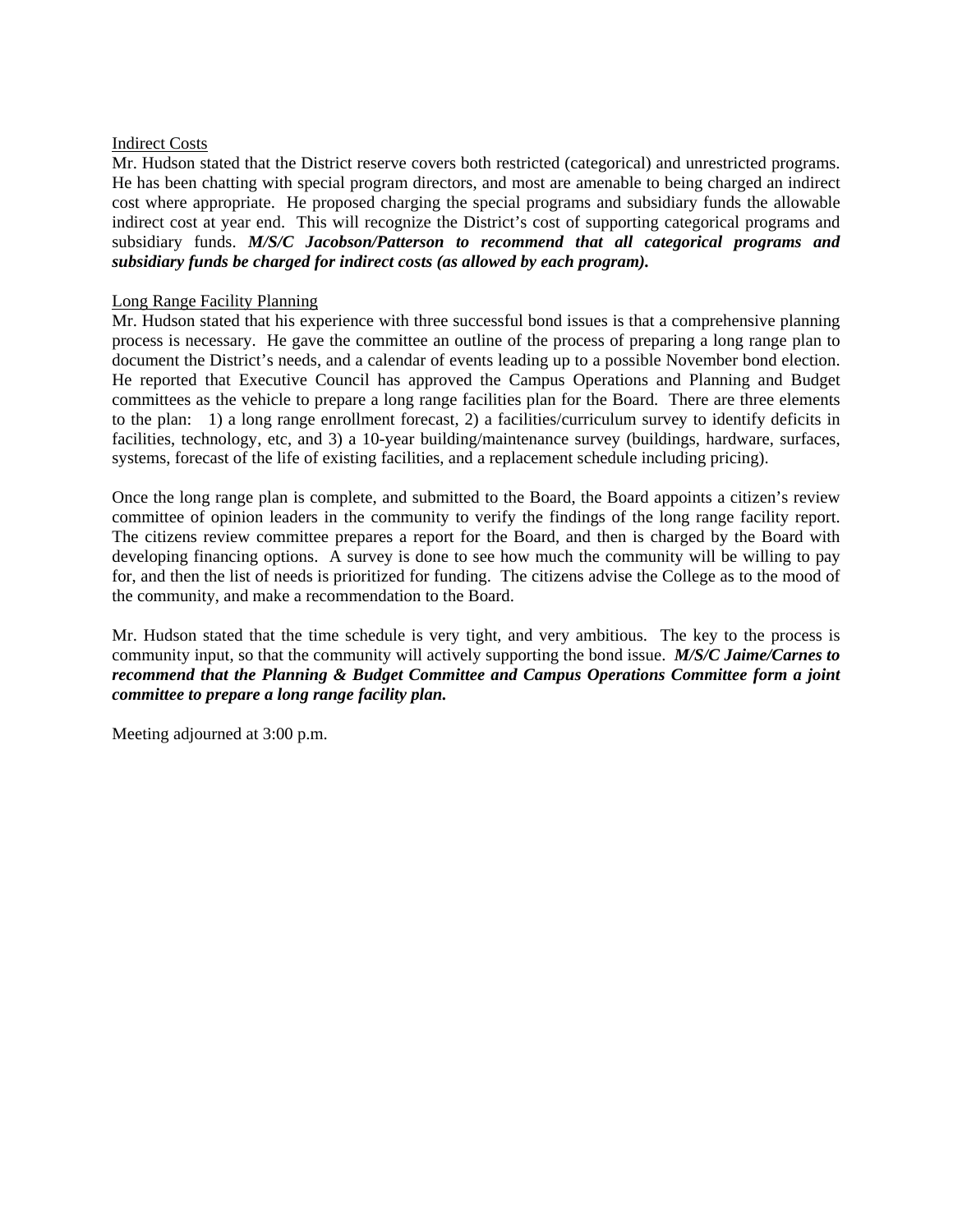Indirect Costs

Mr. Hudson stated that the District reserve covers both restricted (categorical) and unrestricted programs. He has been chatting with special program directors, and most are amenable to being charged an indirect cost where appropriate. He proposed charging the special programs and subsidiary funds the allowable indirect cost at year end. This will recognize the District's cost of supporting categorical programs and subsidiary funds. ***M/S/C Jacobson/Patterson to recommend that all categorical programs and subsidiary funds be charged for indirect costs (as allowed by each program).***

Long Range Facility Planning

Mr. Hudson stated that his experience with three successful bond issues is that a comprehensive planning process is necessary. He gave the committee an outline of the process of preparing a long range plan to document the District's needs, and a calendar of events leading up to a possible November bond election. He reported that Executive Council has approved the Campus Operations and Planning and Budget committees as the vehicle to prepare a long range facilities plan for the Board. There are three elements to the plan: 1) a long range enrollment forecast, 2) a facilities/curriculum survey to identify deficits in facilities, technology, etc, and 3) a 10-year building/maintenance survey (buildings, hardware, surfaces, systems, forecast of the life of existing facilities, and a replacement schedule including pricing).

Once the long range plan is complete, and submitted to the Board, the Board appoints a citizen's review committee of opinion leaders in the community to verify the findings of the long range facility report. The citizens review committee prepares a report for the Board, and then is charged by the Board with developing financing options. A survey is done to see how much the community will be willing to pay for, and then the list of needs is prioritized for funding. The citizens advise the College as to the mood of the community, and make a recommendation to the Board.

Mr. Hudson stated that the time schedule is very tight, and very ambitious. The key to the process is community input, so that the community will actively supporting the bond issue. ***M/S/C Jaime/Carnes to recommend that the Planning & Budget Committee and Campus Operations Committee form a joint committee to prepare a long range facility plan.***

Meeting adjourned at 3:00 p.m.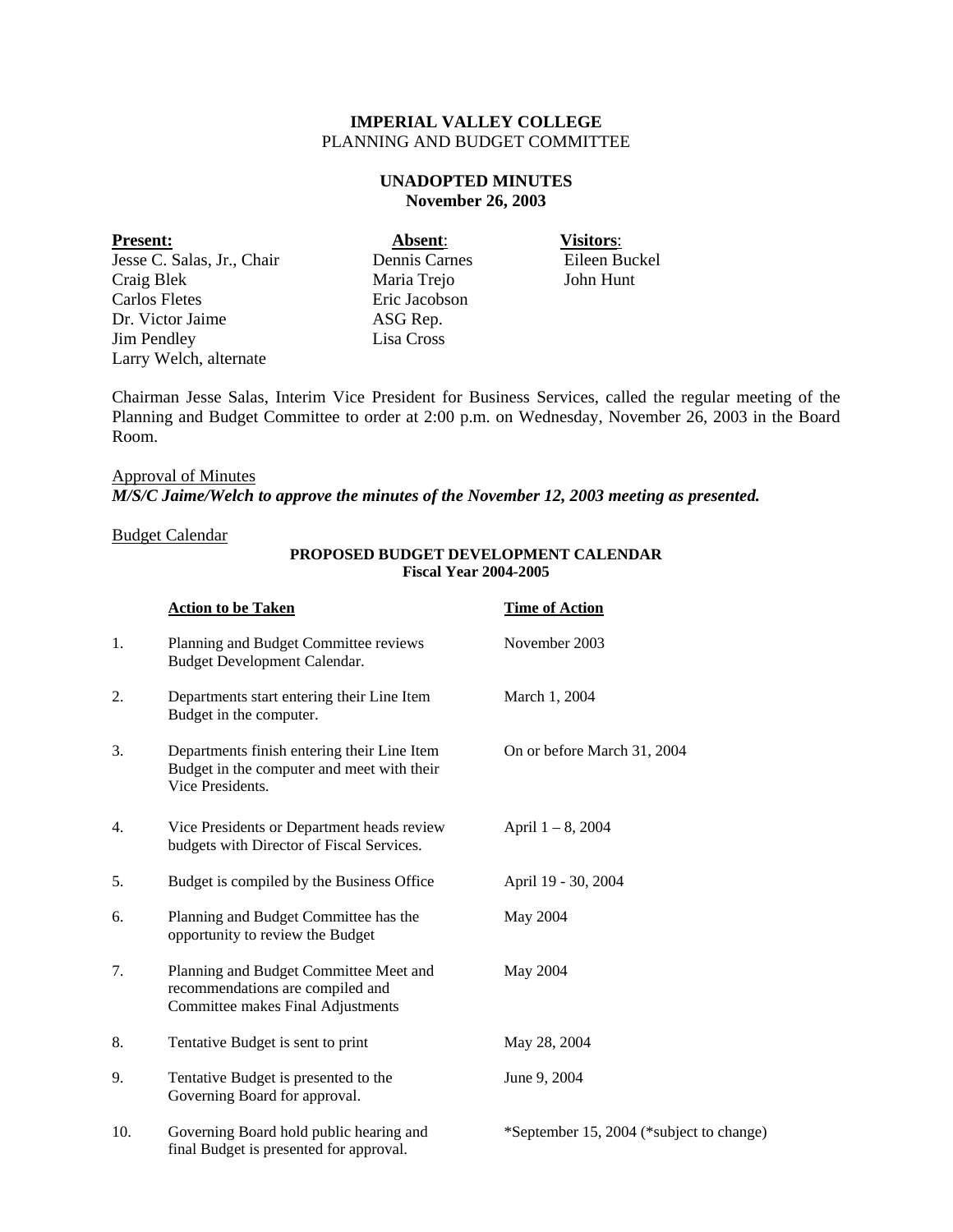**IMPERIAL VALLEY COLLEGE**
PLANNING AND BUDGET COMMITTEE

**UNADOPTED MINUTES**
**November 26, 2003**

| **Present:** | **Absent**: | **Visitors**: |
|---|---|---|
| Jesse C. Salas, Jr., Chair | Dennis Carnes | Eileen Buckel |
| Craig Blek | Maria Trejo | John Hunt |
| Carlos Fletes | Eric Jacobson | |
| Dr. Victor Jaime | ASG Rep. | |
| Jim Pendley | Lisa Cross | |
| Larry Welch, alternate | | |

Chairman Jesse Salas, Interim Vice President for Business Services, called the regular meeting of the Planning and Budget Committee to order at 2:00 p.m. on Wednesday, November 26, 2003 in the Board Room.

Approval of Minutes
***M/S/C Jaime/Welch to approve the minutes of the November 12, 2003 meeting as presented.***

Budget Calendar

**PROPOSED BUDGET DEVELOPMENT CALENDAR**
**Fiscal Year 2004-2005**

| | **Action to be Taken** | **Time of Action** |
|---|---|---|
| 1. | Planning and Budget Committee reviews Budget Development Calendar. | November 2003 |
| 2. | Departments start entering their Line Item Budget in the computer. | March 1, 2004 |
| 3. | Departments finish entering their Line Item Budget in the computer and meet with their Vice Presidents. | On or before March 31, 2004 |
| 4. | Vice Presidents or Department heads review budgets with Director of Fiscal Services. | April 1 – 8, 2004 |
| 5. | Budget is compiled by the Business Office | April 19 - 30, 2004 |
| 6. | Planning and Budget Committee has the opportunity to review the Budget | May 2004 |
| 7. | Planning and Budget Committee Meet and recommendations are compiled and Committee makes Final Adjustments | May 2004 |
| 8. | Tentative Budget is sent to print | May 28, 2004 |
| 9. | Tentative Budget is presented to the Governing Board for approval. | June 9, 2004 |
| 10. | Governing Board hold public hearing and final Budget is presented for approval. | *September 15, 2004 (*subject to change) |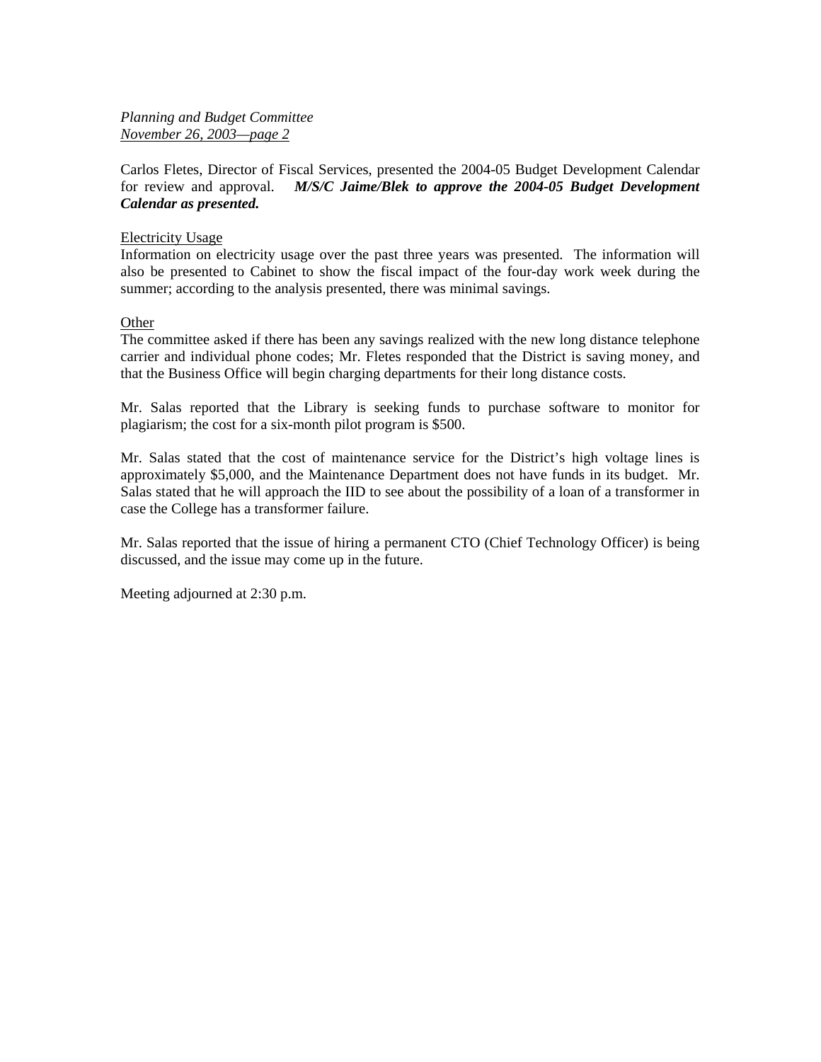Carlos Fletes, Director of Fiscal Services, presented the 2004-05 Budget Development Calendar for review and approval. ***M/S/C Jaime/Blek to approve the 2004-05 Budget Development Calendar as presented.***

Electricity Usage

Information on electricity usage over the past three years was presented. The information will also be presented to Cabinet to show the fiscal impact of the four-day work week during the summer; according to the analysis presented, there was minimal savings.

Other

The committee asked if there has been any savings realized with the new long distance telephone carrier and individual phone codes; Mr. Fletes responded that the District is saving money, and that the Business Office will begin charging departments for their long distance costs.

Mr. Salas reported that the Library is seeking funds to purchase software to monitor for plagiarism; the cost for a six-month pilot program is $500.

Mr. Salas stated that the cost of maintenance service for the District's high voltage lines is approximately $5,000, and the Maintenance Department does not have funds in its budget. Mr. Salas stated that he will approach the IID to see about the possibility of a loan of a transformer in case the College has a transformer failure.

Mr. Salas reported that the issue of hiring a permanent CTO (Chief Technology Officer) is being discussed, and the issue may come up in the future.

Meeting adjourned at 2:30 p.m.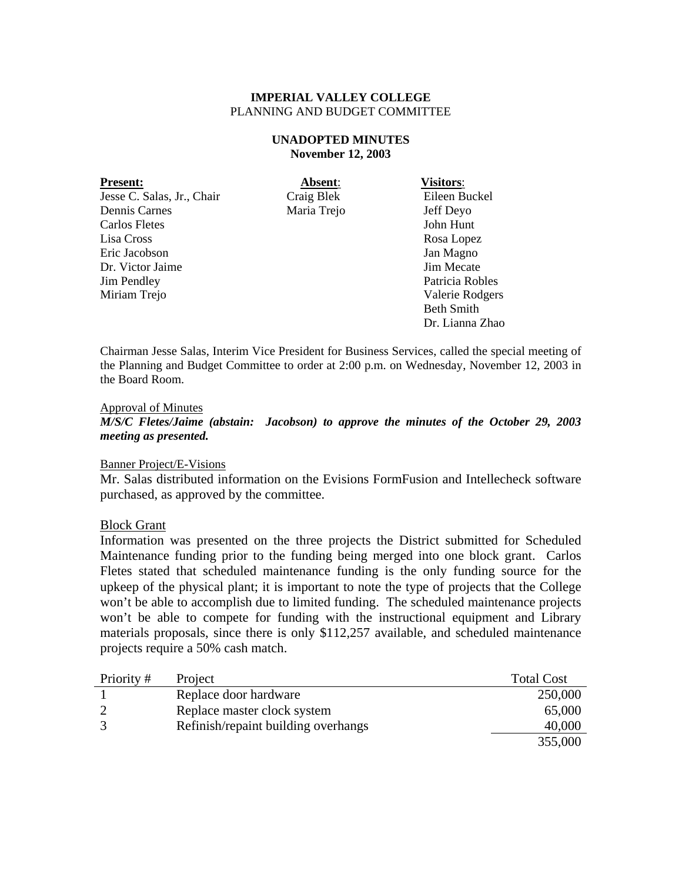**IMPERIAL VALLEY COLLEGE**
PLANNING AND BUDGET COMMITTEE

**UNADOPTED MINUTES**
**November 12, 2003**

| **Present:** | **Absent**: | **Visitors**: |
|---|---|---|
| Jesse C. Salas, Jr., Chair | Craig Blek | Eileen Buckel |
| Dennis Carnes | Maria Trejo | Jeff Deyo |
| Carlos Fletes | | John Hunt |
| Lisa Cross | | Rosa Lopez |
| Eric Jacobson | | Jan Magno |
| Dr. Victor Jaime | | Jim Mecate |
| Jim Pendley | | Patricia Robles |
| Miriam Trejo | | Valerie Rodgers |
| | | Beth Smith |
| | | Dr. Lianna Zhao |

Chairman Jesse Salas, Interim Vice President for Business Services, called the special meeting of the Planning and Budget Committee to order at 2:00 p.m. on Wednesday, November 12, 2003 in the Board Room.

Approval of Minutes

***M/S/C Fletes/Jaime (abstain: Jacobson) to approve the minutes of the October 29, 2003 meeting as presented.***

Banner Project/E-Visions

Mr. Salas distributed information on the Evisions FormFusion and Intellecheck software purchased, as approved by the committee.

Block Grant

Information was presented on the three projects the District submitted for Scheduled Maintenance funding prior to the funding being merged into one block grant. Carlos Fletes stated that scheduled maintenance funding is the only funding source for the upkeep of the physical plant; it is important to note the type of projects that the College won't be able to accomplish due to limited funding. The scheduled maintenance projects won't be able to compete for funding with the instructional equipment and Library materials proposals, since there is only $112,257 available, and scheduled maintenance projects require a 50% cash match.

| Priority # | Project | Total Cost |
|---|---|---|
| 1 | Replace door hardware | 250,000 |
| 2 | Replace master clock system | 65,000 |
| 3 | Refinish/repaint building overhangs | 40,000 |
| | | 355,000 |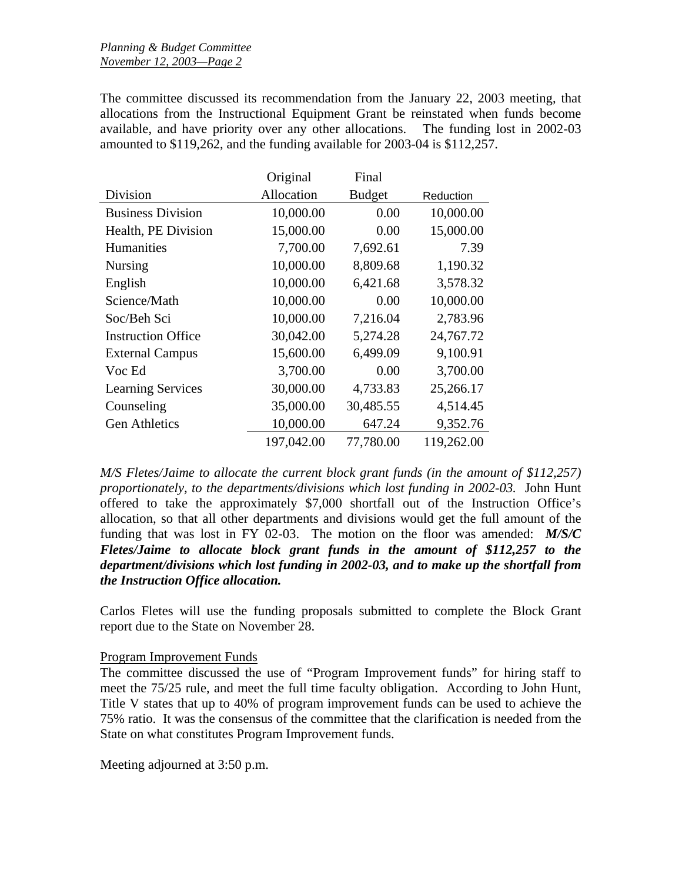The committee discussed its recommendation from the January 22, 2003 meeting, that allocations from the Instructional Equipment Grant be reinstated when funds become available, and have priority over any other allocations. The funding lost in 2002-03 amounted to $119,262, and the funding available for 2003-04 is $112,257.

| Division | Original Allocation | Final Budget | Reduction |
|---|---|---|---|
| Business Division | 10,000.00 | 0.00 | 10,000.00 |
| Health, PE Division | 15,000.00 | 0.00 | 15,000.00 |
| Humanities | 7,700.00 | 7,692.61 | 7.39 |
| Nursing | 10,000.00 | 8,809.68 | 1,190.32 |
| English | 10,000.00 | 6,421.68 | 3,578.32 |
| Science/Math | 10,000.00 | 0.00 | 10,000.00 |
| Soc/Beh Sci | 10,000.00 | 7,216.04 | 2,783.96 |
| Instruction Office | 30,042.00 | 5,274.28 | 24,767.72 |
| External Campus | 15,600.00 | 6,499.09 | 9,100.91 |
| Voc Ed | 3,700.00 | 0.00 | 3,700.00 |
| Learning Services | 30,000.00 | 4,733.83 | 25,266.17 |
| Counseling | 35,000.00 | 30,485.55 | 4,514.45 |
| Gen Athletics | 10,000.00 | 647.24 | 9,352.76 |
| | 197,042.00 | 77,780.00 | 119,262.00 |

*M/S Fletes/Jaime to allocate the current block grant funds (in the amount of $112,257) proportionately, to the departments/divisions which lost funding in 2002-03.* John Hunt offered to take the approximately $7,000 shortfall out of the Instruction Office's allocation, so that all other departments and divisions would get the full amount of the funding that was lost in FY 02-03. The motion on the floor was amended: ***M/S/C Fletes/Jaime to allocate block grant funds in the amount of $112,257 to the department/divisions which lost funding in 2002-03, and to make up the shortfall from the Instruction Office allocation.***

Carlos Fletes will use the funding proposals submitted to complete the Block Grant report due to the State on November 28.

Program Improvement Funds

The committee discussed the use of "Program Improvement funds" for hiring staff to meet the 75/25 rule, and meet the full time faculty obligation. According to John Hunt, Title V states that up to 40% of program improvement funds can be used to achieve the 75% ratio. It was the consensus of the committee that the clarification is needed from the State on what constitutes Program Improvement funds.

Meeting adjourned at 3:50 p.m.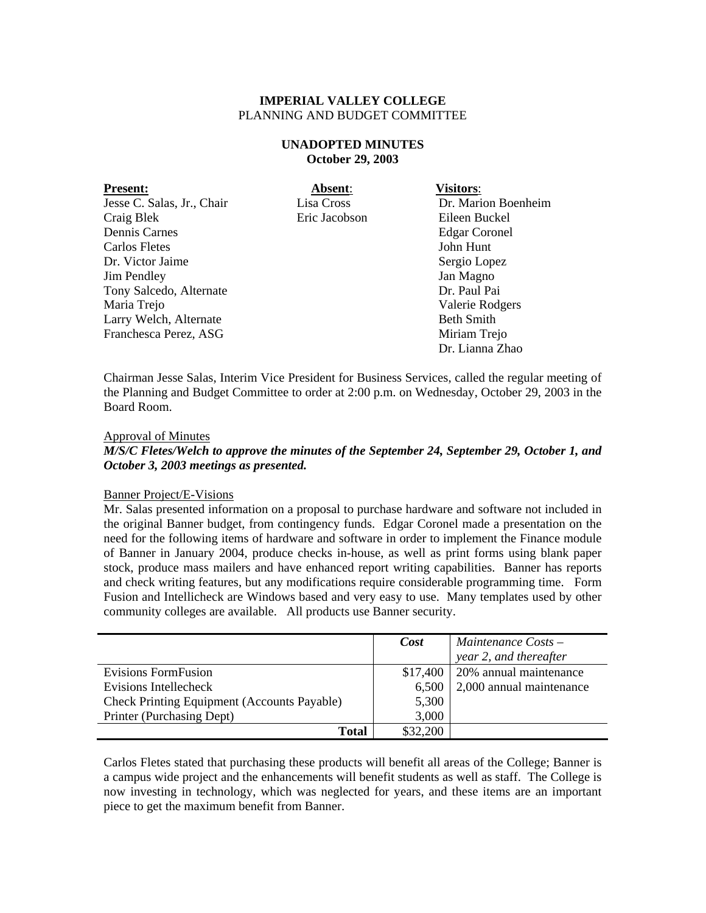**IMPERIAL VALLEY COLLEGE**
PLANNING AND BUDGET COMMITTEE

**UNADOPTED MINUTES**
**October 29, 2003**

| **Present:** | **Absent**: | **Visitors**: |
|---|---|---|
| Jesse C. Salas, Jr., Chair | Lisa Cross | Dr. Marion Boenheim |
| Craig Blek | Eric Jacobson | Eileen Buckel |
| Dennis Carnes | | Edgar Coronel |
| Carlos Fletes | | John Hunt |
| Dr. Victor Jaime | | Sergio Lopez |
| Jim Pendley | | Jan Magno |
| Tony Salcedo, Alternate | | Dr. Paul Pai |
| Maria Trejo | | Valerie Rodgers |
| Larry Welch, Alternate | | Beth Smith |
| Franchesca Perez, ASG | | Miriam Trejo |
| | | Dr. Lianna Zhao |

Chairman Jesse Salas, Interim Vice President for Business Services, called the regular meeting of the Planning and Budget Committee to order at 2:00 p.m. on Wednesday, October 29, 2003 in the Board Room.

Approval of Minutes
***M/S/C Fletes/Welch to approve the minutes of the September 24, September 29, October 1, and October 3, 2003 meetings as presented.***

Banner Project/E-Visions
Mr. Salas presented information on a proposal to purchase hardware and software not included in the original Banner budget, from contingency funds. Edgar Coronel made a presentation on the need for the following items of hardware and software in order to implement the Finance module of Banner in January 2004, produce checks in-house, as well as print forms using blank paper stock, produce mass mailers and have enhanced report writing capabilities. Banner has reports and check writing features, but any modifications require considerable programming time. Form Fusion and Intellicheck are Windows based and very easy to use. Many templates used by other community colleges are available. All products use Banner security.

| | ***Cost*** | *Maintenance Costs – year 2, and thereafter* |
|---|---|---|
| Evisions FormFusion | $17,400 | 20% annual maintenance |
| Evisions Intellecheck | 6,500 | 2,000 annual maintenance |
| Check Printing Equipment (Accounts Payable) | 5,300 | |
| Printer (Purchasing Dept) | 3,000 | |
| **Total** | $32,200 | |

Carlos Fletes stated that purchasing these products will benefit all areas of the College; Banner is a campus wide project and the enhancements will benefit students as well as staff. The College is now investing in technology, which was neglected for years, and these items are an important piece to get the maximum benefit from Banner.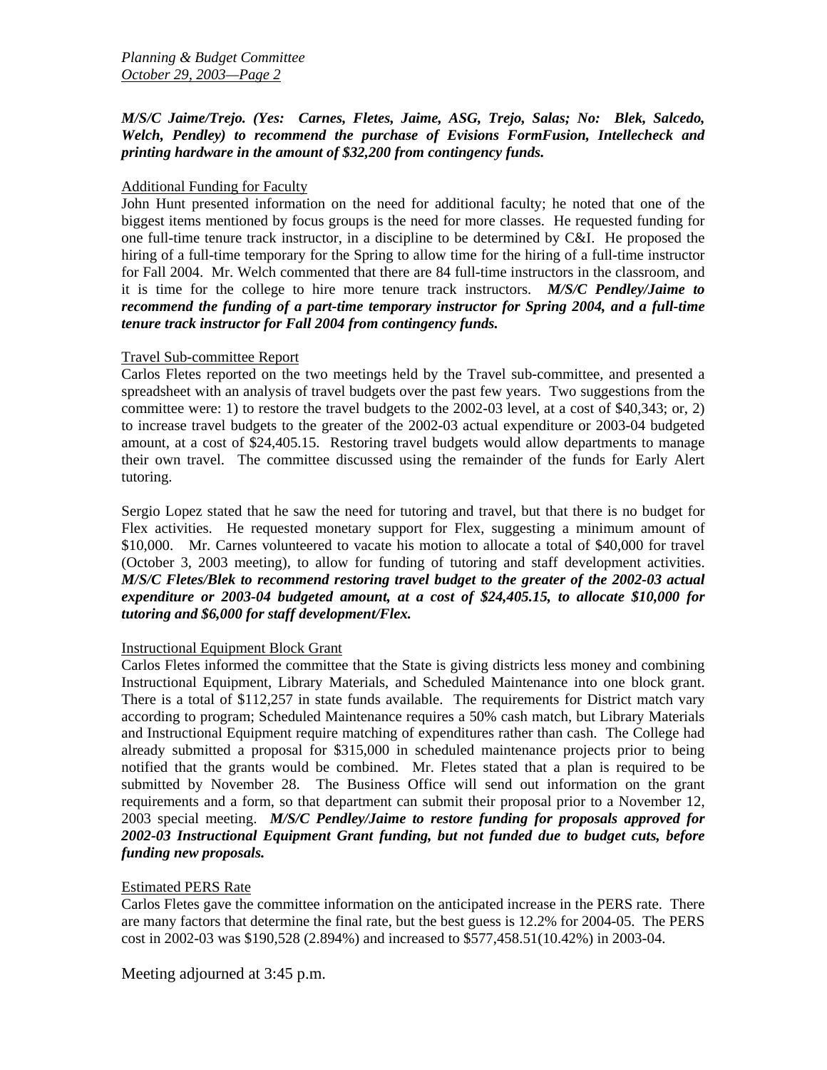***M/S/C Jaime/Trejo. (Yes: Carnes, Fletes, Jaime, ASG, Trejo, Salas; No: Blek, Salcedo, Welch, Pendley) to recommend the purchase of Evisions FormFusion, Intellecheck and printing hardware in the amount of $32,200 from contingency funds.***

Additional Funding for Faculty

John Hunt presented information on the need for additional faculty; he noted that one of the biggest items mentioned by focus groups is the need for more classes. He requested funding for one full-time tenure track instructor, in a discipline to be determined by C&I. He proposed the hiring of a full-time temporary for the Spring to allow time for the hiring of a full-time instructor for Fall 2004. Mr. Welch commented that there are 84 full-time instructors in the classroom, and it is time for the college to hire more tenure track instructors. ***M/S/C Pendley/Jaime to recommend the funding of a part-time temporary instructor for Spring 2004, and a full-time tenure track instructor for Fall 2004 from contingency funds.***

Travel Sub-committee Report

Carlos Fletes reported on the two meetings held by the Travel sub-committee, and presented a spreadsheet with an analysis of travel budgets over the past few years. Two suggestions from the committee were: 1) to restore the travel budgets to the 2002-03 level, at a cost of $40,343; or, 2) to increase travel budgets to the greater of the 2002-03 actual expenditure or 2003-04 budgeted amount, at a cost of $24,405.15. Restoring travel budgets would allow departments to manage their own travel. The committee discussed using the remainder of the funds for Early Alert tutoring.

Sergio Lopez stated that he saw the need for tutoring and travel, but that there is no budget for Flex activities. He requested monetary support for Flex, suggesting a minimum amount of $10,000. Mr. Carnes volunteered to vacate his motion to allocate a total of $40,000 for travel (October 3, 2003 meeting), to allow for funding of tutoring and staff development activities. ***M/S/C Fletes/Blek to recommend restoring travel budget to the greater of the 2002-03 actual expenditure or 2003-04 budgeted amount, at a cost of $24,405.15, to allocate $10,000 for tutoring and $6,000 for staff development/Flex.***

Instructional Equipment Block Grant

Carlos Fletes informed the committee that the State is giving districts less money and combining Instructional Equipment, Library Materials, and Scheduled Maintenance into one block grant. There is a total of $112,257 in state funds available. The requirements for District match vary according to program; Scheduled Maintenance requires a 50% cash match, but Library Materials and Instructional Equipment require matching of expenditures rather than cash. The College had already submitted a proposal for $315,000 in scheduled maintenance projects prior to being notified that the grants would be combined. Mr. Fletes stated that a plan is required to be submitted by November 28. The Business Office will send out information on the grant requirements and a form, so that department can submit their proposal prior to a November 12, 2003 special meeting. ***M/S/C Pendley/Jaime to restore funding for proposals approved for 2002-03 Instructional Equipment Grant funding, but not funded due to budget cuts, before funding new proposals.***

Estimated PERS Rate

Carlos Fletes gave the committee information on the anticipated increase in the PERS rate. There are many factors that determine the final rate, but the best guess is 12.2% for 2004-05. The PERS cost in 2002-03 was $190,528 (2.894%) and increased to $577,458.51(10.42%) in 2003-04.

Meeting adjourned at 3:45 p.m.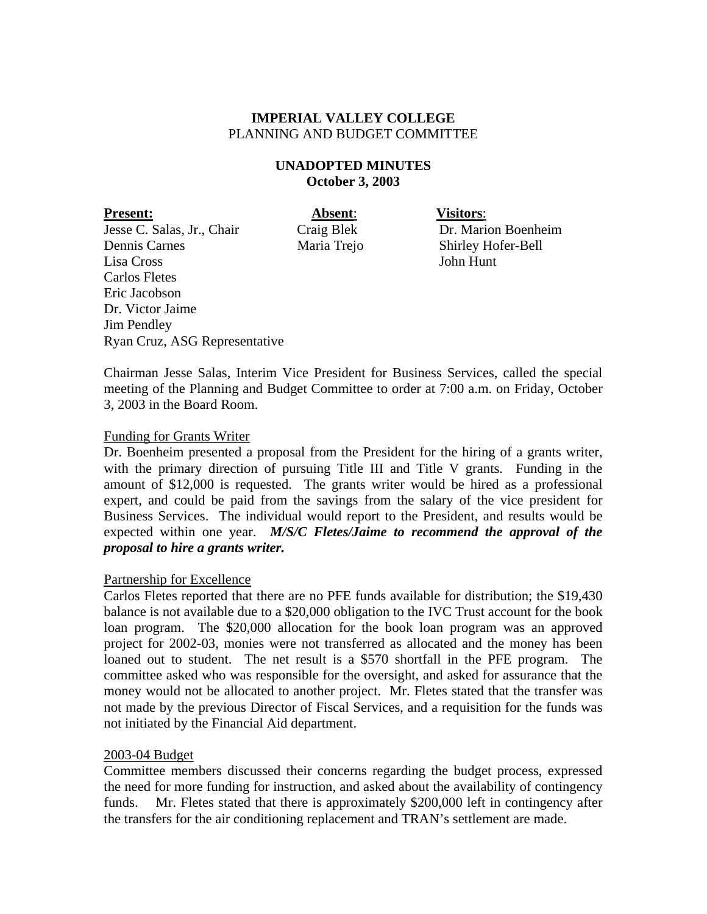**IMPERIAL VALLEY COLLEGE**
PLANNING AND BUDGET COMMITTEE

**UNADOPTED MINUTES**
**October 3, 2003**

| **Present:** | **Absent**: | **Visitors**: |
|---|---|---|
| Jesse C. Salas, Jr., Chair | Craig Blek | Dr. Marion Boenheim |
| Dennis Carnes | Maria Trejo | Shirley Hofer-Bell |
| Lisa Cross | | John Hunt |
| Carlos Fletes | | |
| Eric Jacobson | | |
| Dr. Victor Jaime | | |
| Jim Pendley | | |
| Ryan Cruz, ASG Representative | | |

Chairman Jesse Salas, Interim Vice President for Business Services, called the special meeting of the Planning and Budget Committee to order at 7:00 a.m. on Friday, October 3, 2003 in the Board Room.

Funding for Grants Writer
Dr. Boenheim presented a proposal from the President for the hiring of a grants writer, with the primary direction of pursuing Title III and Title V grants. Funding in the amount of $12,000 is requested. The grants writer would be hired as a professional expert, and could be paid from the savings from the salary of the vice president for Business Services. The individual would report to the President, and results would be expected within one year. ***M/S/C Fletes/Jaime to recommend the approval of the proposal to hire a grants writer.***

Partnership for Excellence
Carlos Fletes reported that there are no PFE funds available for distribution; the $19,430 balance is not available due to a $20,000 obligation to the IVC Trust account for the book loan program. The $20,000 allocation for the book loan program was an approved project for 2002-03, monies were not transferred as allocated and the money has been loaned out to student. The net result is a $570 shortfall in the PFE program. The committee asked who was responsible for the oversight, and asked for assurance that the money would not be allocated to another project. Mr. Fletes stated that the transfer was not made by the previous Director of Fiscal Services, and a requisition for the funds was not initiated by the Financial Aid department.

2003-04 Budget
Committee members discussed their concerns regarding the budget process, expressed the need for more funding for instruction, and asked about the availability of contingency funds. Mr. Fletes stated that there is approximately $200,000 left in contingency after the transfers for the air conditioning replacement and TRAN's settlement are made.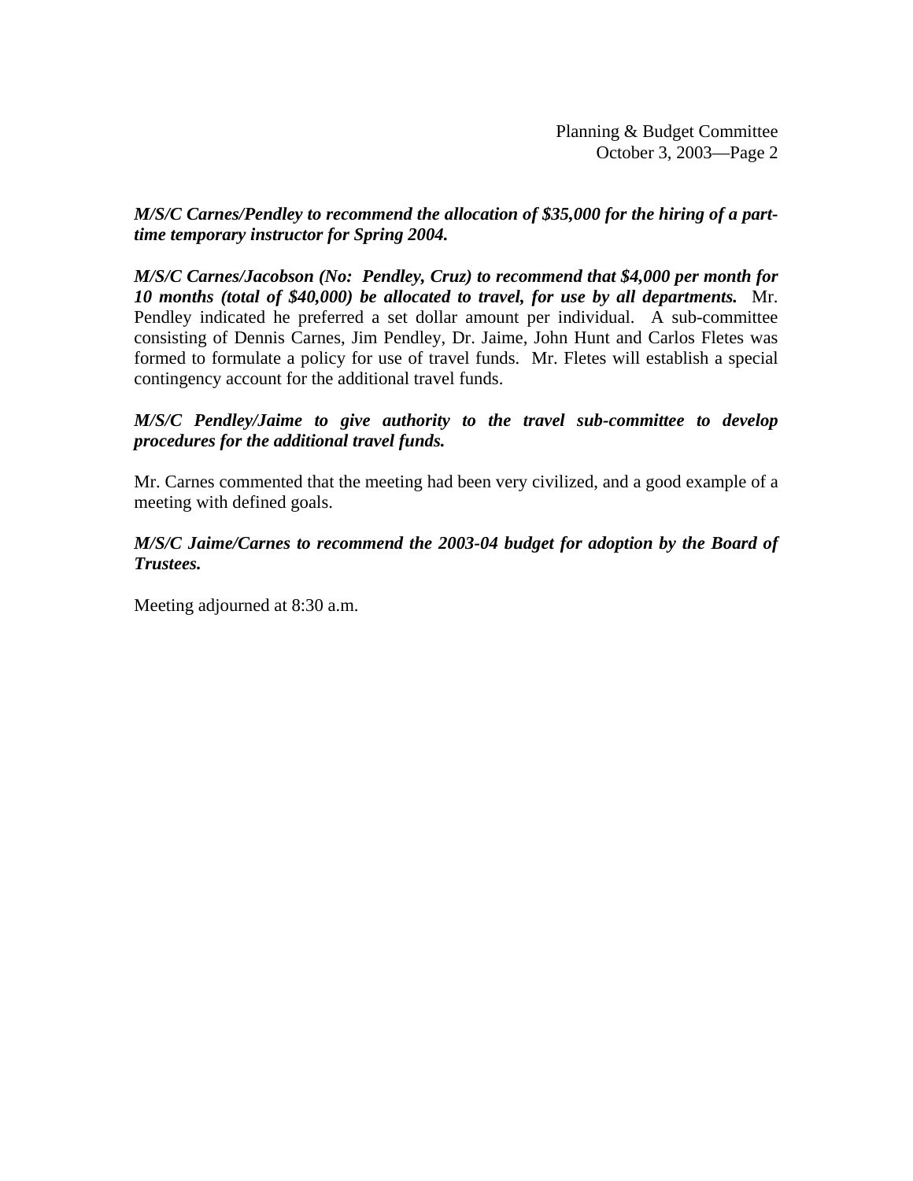***M/S/C Carnes/Pendley to recommend the allocation of $35,000 for the hiring of a part-time temporary instructor for Spring 2004.***

***M/S/C Carnes/Jacobson (No: Pendley, Cruz) to recommend that $4,000 per month for 10 months (total of $40,000) be allocated to travel, for use by all departments.*** Mr. Pendley indicated he preferred a set dollar amount per individual. A sub-committee consisting of Dennis Carnes, Jim Pendley, Dr. Jaime, John Hunt and Carlos Fletes was formed to formulate a policy for use of travel funds. Mr. Fletes will establish a special contingency account for the additional travel funds.

***M/S/C Pendley/Jaime to give authority to the travel sub-committee to develop procedures for the additional travel funds.***

Mr. Carnes commented that the meeting had been very civilized, and a good example of a meeting with defined goals.

***M/S/C Jaime/Carnes to recommend the 2003-04 budget for adoption by the Board of Trustees.***

Meeting adjourned at 8:30 a.m.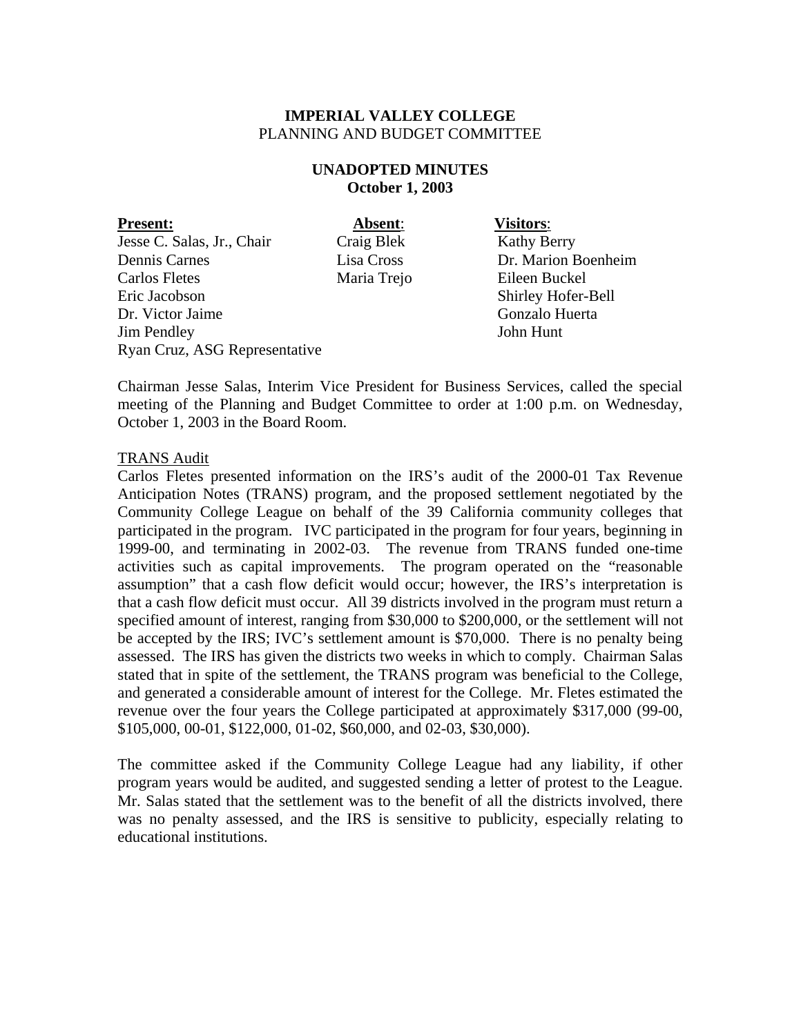**IMPERIAL VALLEY COLLEGE**
PLANNING AND BUDGET COMMITTEE

**UNADOPTED MINUTES**
**October 1, 2003**

| **Present:** | **Absent**: | **Visitors**: |
|---|---|---|
| Jesse C. Salas, Jr., Chair | Craig Blek | Kathy Berry |
| Dennis Carnes | Lisa Cross | Dr. Marion Boenheim |
| Carlos Fletes | Maria Trejo | Eileen Buckel |
| Eric Jacobson | | Shirley Hofer-Bell |
| Dr. Victor Jaime | | Gonzalo Huerta |
| Jim Pendley | | John Hunt |
| Ryan Cruz, ASG Representative | | |

Chairman Jesse Salas, Interim Vice President for Business Services, called the special meeting of the Planning and Budget Committee to order at 1:00 p.m. on Wednesday, October 1, 2003 in the Board Room.

TRANS Audit

Carlos Fletes presented information on the IRS's audit of the 2000-01 Tax Revenue Anticipation Notes (TRANS) program, and the proposed settlement negotiated by the Community College League on behalf of the 39 California community colleges that participated in the program. IVC participated in the program for four years, beginning in 1999-00, and terminating in 2002-03. The revenue from TRANS funded one-time activities such as capital improvements. The program operated on the "reasonable assumption" that a cash flow deficit would occur; however, the IRS's interpretation is that a cash flow deficit must occur. All 39 districts involved in the program must return a specified amount of interest, ranging from $30,000 to $200,000, or the settlement will not be accepted by the IRS; IVC's settlement amount is $70,000. There is no penalty being assessed. The IRS has given the districts two weeks in which to comply. Chairman Salas stated that in spite of the settlement, the TRANS program was beneficial to the College, and generated a considerable amount of interest for the College. Mr. Fletes estimated the revenue over the four years the College participated at approximately $317,000 (99-00, $105,000, 00-01, $122,000, 01-02, $60,000, and 02-03, $30,000).

The committee asked if the Community College League had any liability, if other program years would be audited, and suggested sending a letter of protest to the League. Mr. Salas stated that the settlement was to the benefit of all the districts involved, there was no penalty assessed, and the IRS is sensitive to publicity, especially relating to educational institutions.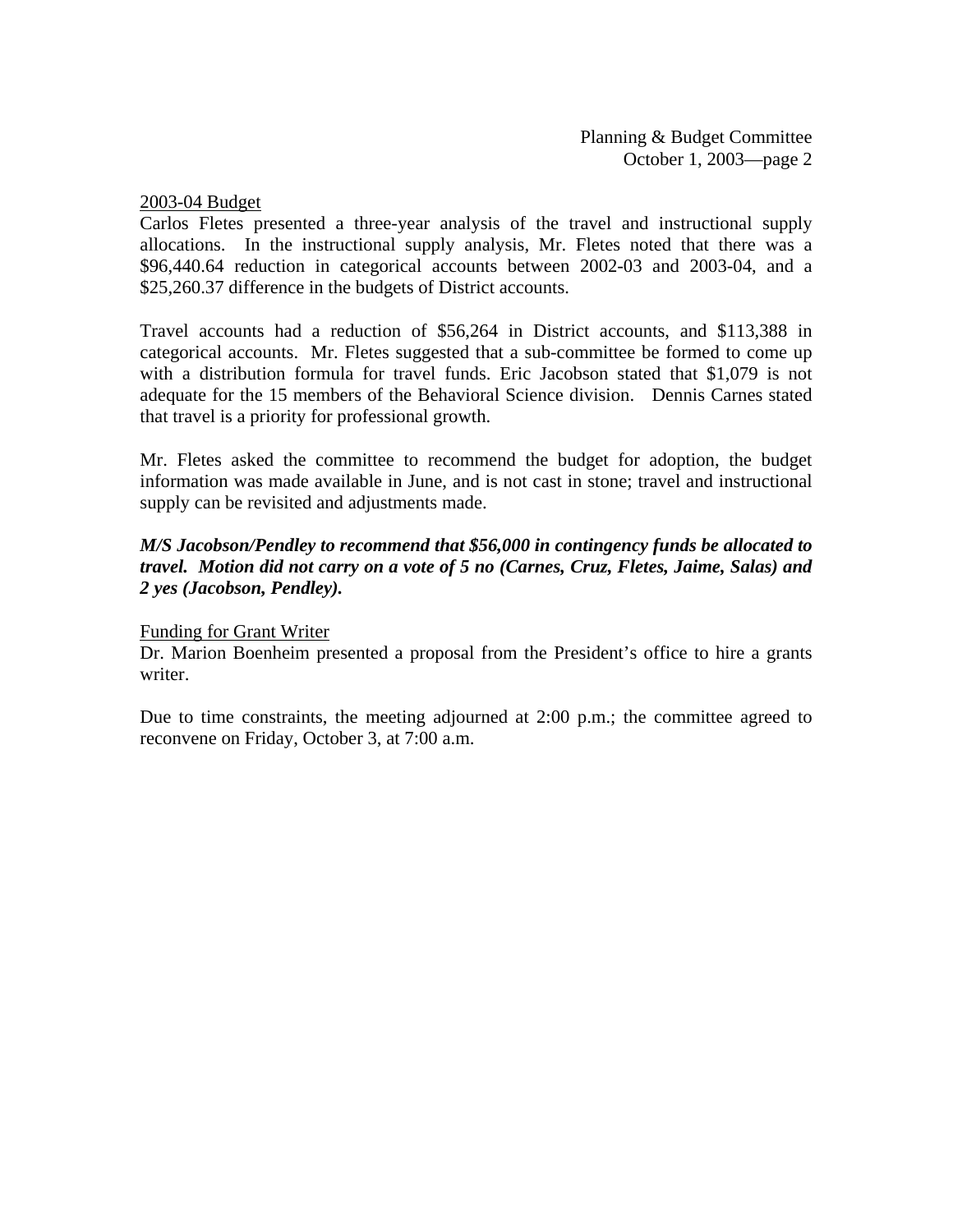<u>2003-04 Budget</u>

Carlos Fletes presented a three-year analysis of the travel and instructional supply allocations. In the instructional supply analysis, Mr. Fletes noted that there was a $96,440.64 reduction in categorical accounts between 2002-03 and 2003-04, and a $25,260.37 difference in the budgets of District accounts.

Travel accounts had a reduction of $56,264 in District accounts, and $113,388 in categorical accounts. Mr. Fletes suggested that a sub-committee be formed to come up with a distribution formula for travel funds. Eric Jacobson stated that $1,079 is not adequate for the 15 members of the Behavioral Science division. Dennis Carnes stated that travel is a priority for professional growth.

Mr. Fletes asked the committee to recommend the budget for adoption, the budget information was made available in June, and is not cast in stone; travel and instructional supply can be revisited and adjustments made.

***M/S Jacobson/Pendley to recommend that $56,000 in contingency funds be allocated to travel. Motion did not carry on a vote of 5 no (Carnes, Cruz, Fletes, Jaime, Salas) and 2 yes (Jacobson, Pendley).***

<u>Funding for Grant Writer</u>

Dr. Marion Boenheim presented a proposal from the President's office to hire a grants writer.

Due to time constraints, the meeting adjourned at 2:00 p.m.; the committee agreed to reconvene on Friday, October 3, at 7:00 a.m.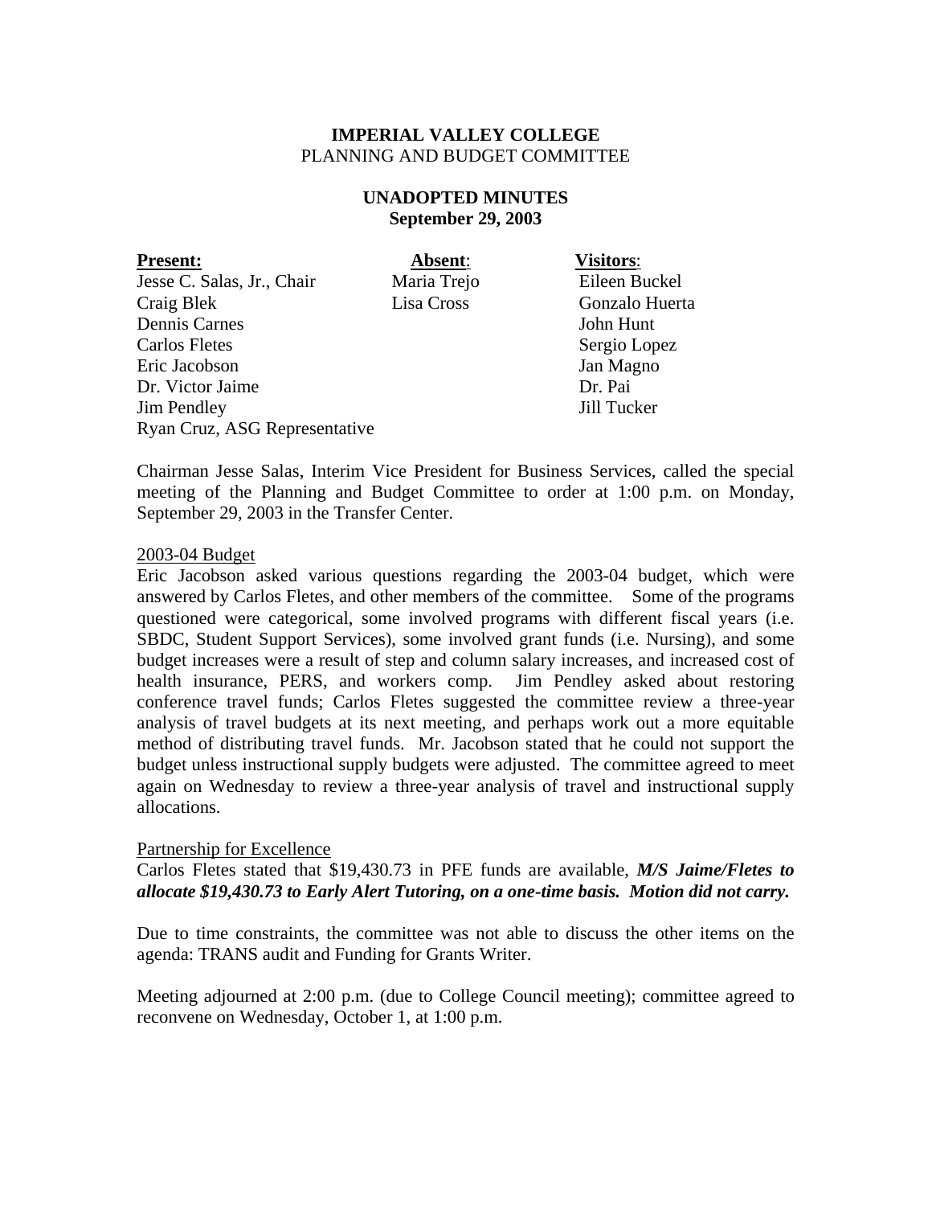**IMPERIAL VALLEY COLLEGE**
PLANNING AND BUDGET COMMITTEE

**UNADOPTED MINUTES**
**September 29, 2003**

| **Present:** | **Absent:** | **Visitors:** |
|---|---|---|
| Jesse C. Salas, Jr., Chair | Maria Trejo | Eileen Buckel |
| Craig Blek | Lisa Cross | Gonzalo Huerta |
| Dennis Carnes | | John Hunt |
| Carlos Fletes | | Sergio Lopez |
| Eric Jacobson | | Jan Magno |
| Dr. Victor Jaime | | Dr. Pai |
| Jim Pendley | | Jill Tucker |
| Ryan Cruz, ASG Representative | | |

Chairman Jesse Salas, Interim Vice President for Business Services, called the special meeting of the Planning and Budget Committee to order at 1:00 p.m. on Monday, September 29, 2003 in the Transfer Center.

2003-04 Budget

Eric Jacobson asked various questions regarding the 2003-04 budget, which were answered by Carlos Fletes, and other members of the committee. Some of the programs questioned were categorical, some involved programs with different fiscal years (i.e. SBDC, Student Support Services), some involved grant funds (i.e. Nursing), and some budget increases were a result of step and column salary increases, and increased cost of health insurance, PERS, and workers comp. Jim Pendley asked about restoring conference travel funds; Carlos Fletes suggested the committee review a three-year analysis of travel budgets at its next meeting, and perhaps work out a more equitable method of distributing travel funds. Mr. Jacobson stated that he could not support the budget unless instructional supply budgets were adjusted. The committee agreed to meet again on Wednesday to review a three-year analysis of travel and instructional supply allocations.

Partnership for Excellence

Carlos Fletes stated that $19,430.73 in PFE funds are available, ***M/S Jaime/Fletes to allocate $19,430.73 to Early Alert Tutoring, on a one-time basis. Motion did not carry.***

Due to time constraints, the committee was not able to discuss the other items on the agenda: TRANS audit and Funding for Grants Writer.

Meeting adjourned at 2:00 p.m. (due to College Council meeting); committee agreed to reconvene on Wednesday, October 1, at 1:00 p.m.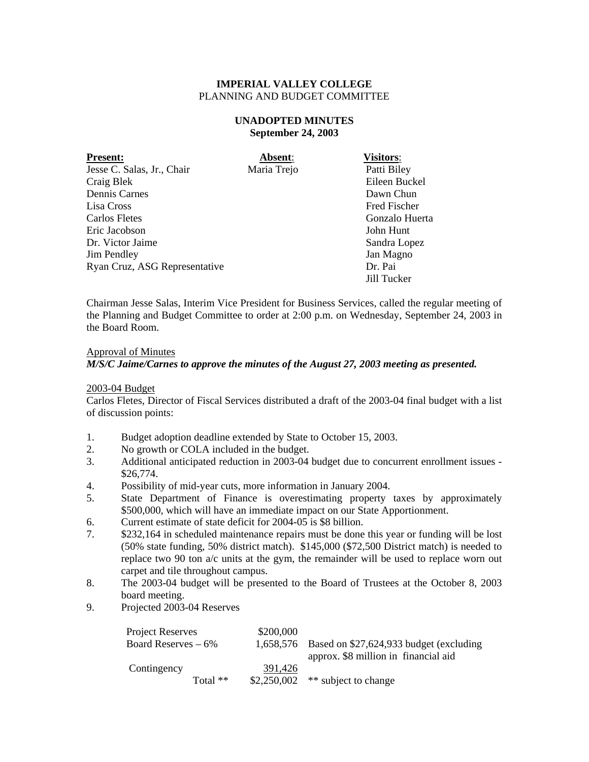**IMPERIAL VALLEY COLLEGE**
PLANNING AND BUDGET COMMITTEE

**UNADOPTED MINUTES**
**September 24, 2003**

| **Present:** | **Absent:** | **Visitors:** |
|---|---|---|
| Jesse C. Salas, Jr., Chair | Maria Trejo | Patti Biley |
| Craig Blek | | Eileen Buckel |
| Dennis Carnes | | Dawn Chun |
| Lisa Cross | | Fred Fischer |
| Carlos Fletes | | Gonzalo Huerta |
| Eric Jacobson | | John Hunt |
| Dr. Victor Jaime | | Sandra Lopez |
| Jim Pendley | | Jan Magno |
| Ryan Cruz, ASG Representative | | Dr. Pai |
| | | Jill Tucker |

Chairman Jesse Salas, Interim Vice President for Business Services, called the regular meeting of the Planning and Budget Committee to order at 2:00 p.m. on Wednesday, September 24, 2003 in the Board Room.

Approval of Minutes

***M/S/C Jaime/Carnes to approve the minutes of the August 27, 2003 meeting as presented.***

2003-04 Budget

Carlos Fletes, Director of Fiscal Services distributed a draft of the 2003-04 final budget with a list of discussion points:

1. Budget adoption deadline extended by State to October 15, 2003.
2. No growth or COLA included in the budget.
3. Additional anticipated reduction in 2003-04 budget due to concurrent enrollment issues - $26,774.
4. Possibility of mid-year cuts, more information in January 2004.
5. State Department of Finance is overestimating property taxes by approximately $500,000, which will have an immediate impact on our State Apportionment.
6. Current estimate of state deficit for 2004-05 is $8 billion.
7. $232,164 in scheduled maintenance repairs must be done this year or funding will be lost (50% state funding, 50% district match). $145,000 ($72,500 District match) is needed to replace two 90 ton a/c units at the gym, the remainder will be used to replace worn out carpet and tile throughout campus.
8. The 2003-04 budget will be presented to the Board of Trustees at the October 8, 2003 board meeting.
9. Projected 2003-04 Reserves

| | | |
|---|---|---|
| Project Reserves | $200,000 | |
| Board Reserves – 6% | 1,658,576 | Based on $27,624,933 budget (excluding approx. $8 million in financial aid |
| Contingency | 391,426 | |
| Total ** | $2,250,002 | ** subject to change |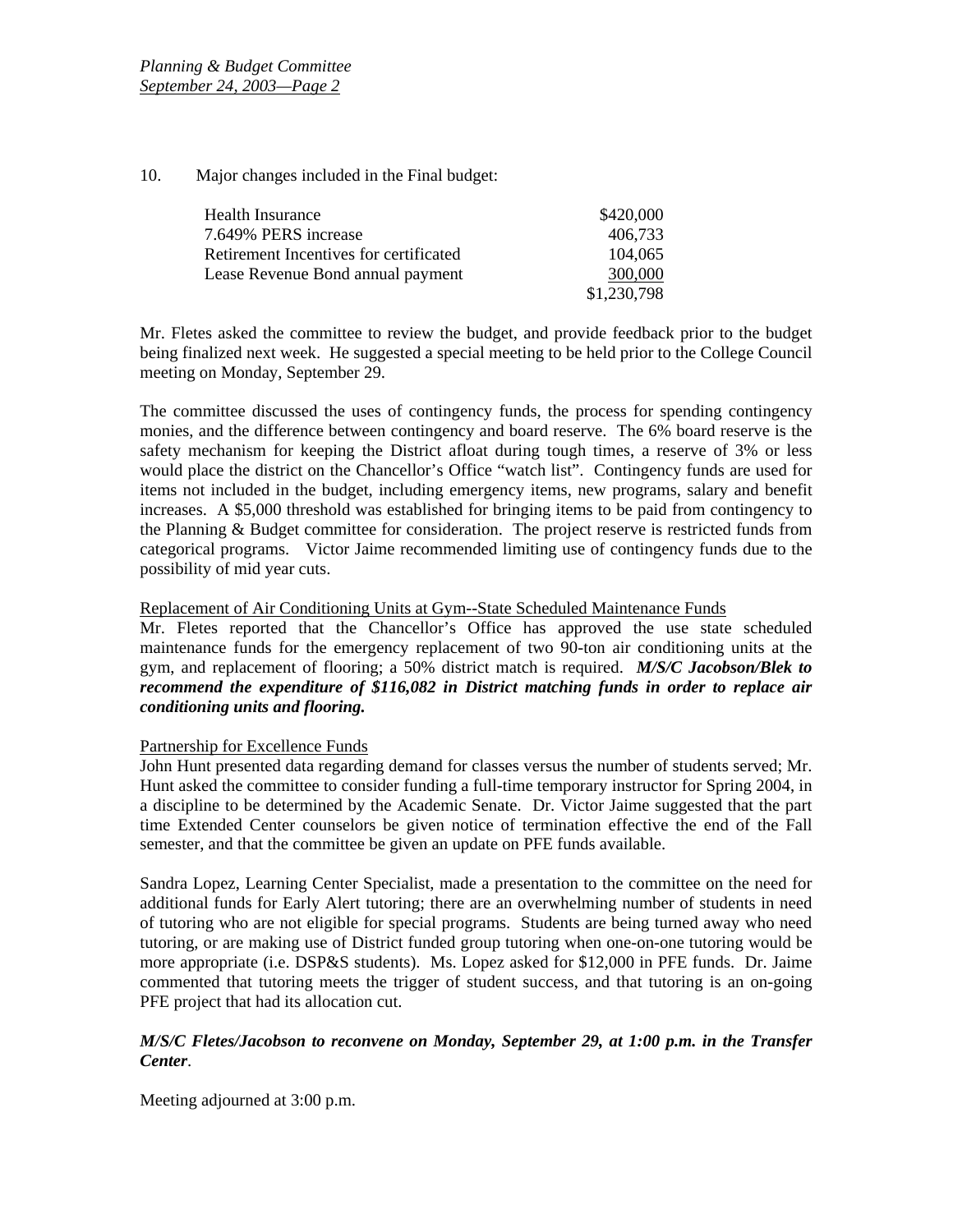10. Major changes included in the Final budget:

| | |
|---|---:|
| Health Insurance | $420,000 |
| 7.649% PERS increase | 406,733 |
| Retirement Incentives for certificated | 104,065 |
| Lease Revenue Bond annual payment | 300,000 |
| | $1,230,798 |

Mr. Fletes asked the committee to review the budget, and provide feedback prior to the budget being finalized next week. He suggested a special meeting to be held prior to the College Council meeting on Monday, September 29.

The committee discussed the uses of contingency funds, the process for spending contingency monies, and the difference between contingency and board reserve. The 6% board reserve is the safety mechanism for keeping the District afloat during tough times, a reserve of 3% or less would place the district on the Chancellor's Office "watch list". Contingency funds are used for items not included in the budget, including emergency items, new programs, salary and benefit increases. A $5,000 threshold was established for bringing items to be paid from contingency to the Planning & Budget committee for consideration. The project reserve is restricted funds from categorical programs. Victor Jaime recommended limiting use of contingency funds due to the possibility of mid year cuts.

Replacement of Air Conditioning Units at Gym--State Scheduled Maintenance Funds

Mr. Fletes reported that the Chancellor's Office has approved the use state scheduled maintenance funds for the emergency replacement of two 90-ton air conditioning units at the gym, and replacement of flooring; a 50% district match is required. ***M/S/C Jacobson/Blek to recommend the expenditure of $116,082 in District matching funds in order to replace air conditioning units and flooring.***

Partnership for Excellence Funds

John Hunt presented data regarding demand for classes versus the number of students served; Mr. Hunt asked the committee to consider funding a full-time temporary instructor for Spring 2004, in a discipline to be determined by the Academic Senate. Dr. Victor Jaime suggested that the part time Extended Center counselors be given notice of termination effective the end of the Fall semester, and that the committee be given an update on PFE funds available.

Sandra Lopez, Learning Center Specialist, made a presentation to the committee on the need for additional funds for Early Alert tutoring; there are an overwhelming number of students in need of tutoring who are not eligible for special programs. Students are being turned away who need tutoring, or are making use of District funded group tutoring when one-on-one tutoring would be more appropriate (i.e. DSP&S students). Ms. Lopez asked for $12,000 in PFE funds. Dr. Jaime commented that tutoring meets the trigger of student success, and that tutoring is an on-going PFE project that had its allocation cut.

***M/S/C Fletes/Jacobson to reconvene on Monday, September 29, at 1:00 p.m. in the Transfer Center***.

Meeting adjourned at 3:00 p.m.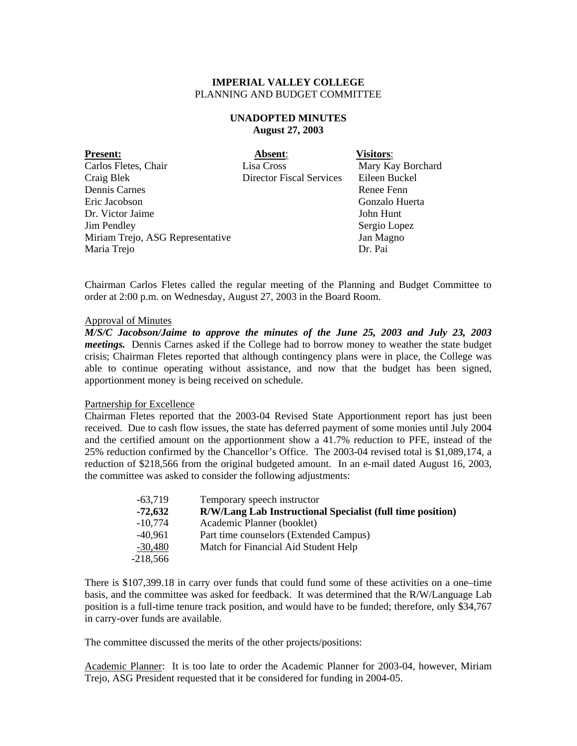**IMPERIAL VALLEY COLLEGE**
PLANNING AND BUDGET COMMITTEE

**UNADOPTED MINUTES**
**August 27, 2003**

| **Present:** | **Absent**: | **Visitors**: |
|---|---|---|
| Carlos Fletes, Chair | Lisa Cross | Mary Kay Borchard |
| Craig Blek | Director Fiscal Services | Eileen Buckel |
| Dennis Carnes | | Renee Fenn |
| Eric Jacobson | | Gonzalo Huerta |
| Dr. Victor Jaime | | John Hunt |
| Jim Pendley | | Sergio Lopez |
| Miriam Trejo, ASG Representative | | Jan Magno |
| Maria Trejo | | Dr. Pai |

Chairman Carlos Fletes called the regular meeting of the Planning and Budget Committee to order at 2:00 p.m. on Wednesday, August 27, 2003 in the Board Room.

Approval of Minutes

***M/S/C Jacobson/Jaime to approve the minutes of the June 25, 2003 and July 23, 2003 meetings.*** Dennis Carnes asked if the College had to borrow money to weather the state budget crisis; Chairman Fletes reported that although contingency plans were in place, the College was able to continue operating without assistance, and now that the budget has been signed, apportionment money is being received on schedule.

Partnership for Excellence

Chairman Fletes reported that the 2003-04 Revised State Apportionment report has just been received. Due to cash flow issues, the state has deferred payment of some monies until July 2004 and the certified amount on the apportionment show a 41.7% reduction to PFE, instead of the 25% reduction confirmed by the Chancellor's Office. The 2003-04 revised total is $1,089,174, a reduction of $218,566 from the original budgeted amount. In an e-mail dated August 16, 2003, the committee was asked to consider the following adjustments:

| | |
|---|---|
| -63,719 | Temporary speech instructor |
| **-72,632** | **R/W/Lang Lab Instructional Specialist (full time position)** |
| -10,774 | Academic Planner (booklet) |
| -40,961 | Part time counselors (Extended Campus) |
| -30,480 | Match for Financial Aid Student Help |
| -218,566 | |

There is $107,399.18 in carry over funds that could fund some of these activities on a one–time basis, and the committee was asked for feedback. It was determined that the R/W/Language Lab position is a full-time tenure track position, and would have to be funded; therefore, only $34,767 in carry-over funds are available.

The committee discussed the merits of the other projects/positions:

Academic Planner: It is too late to order the Academic Planner for 2003-04, however, Miriam Trejo, ASG President requested that it be considered for funding in 2004-05.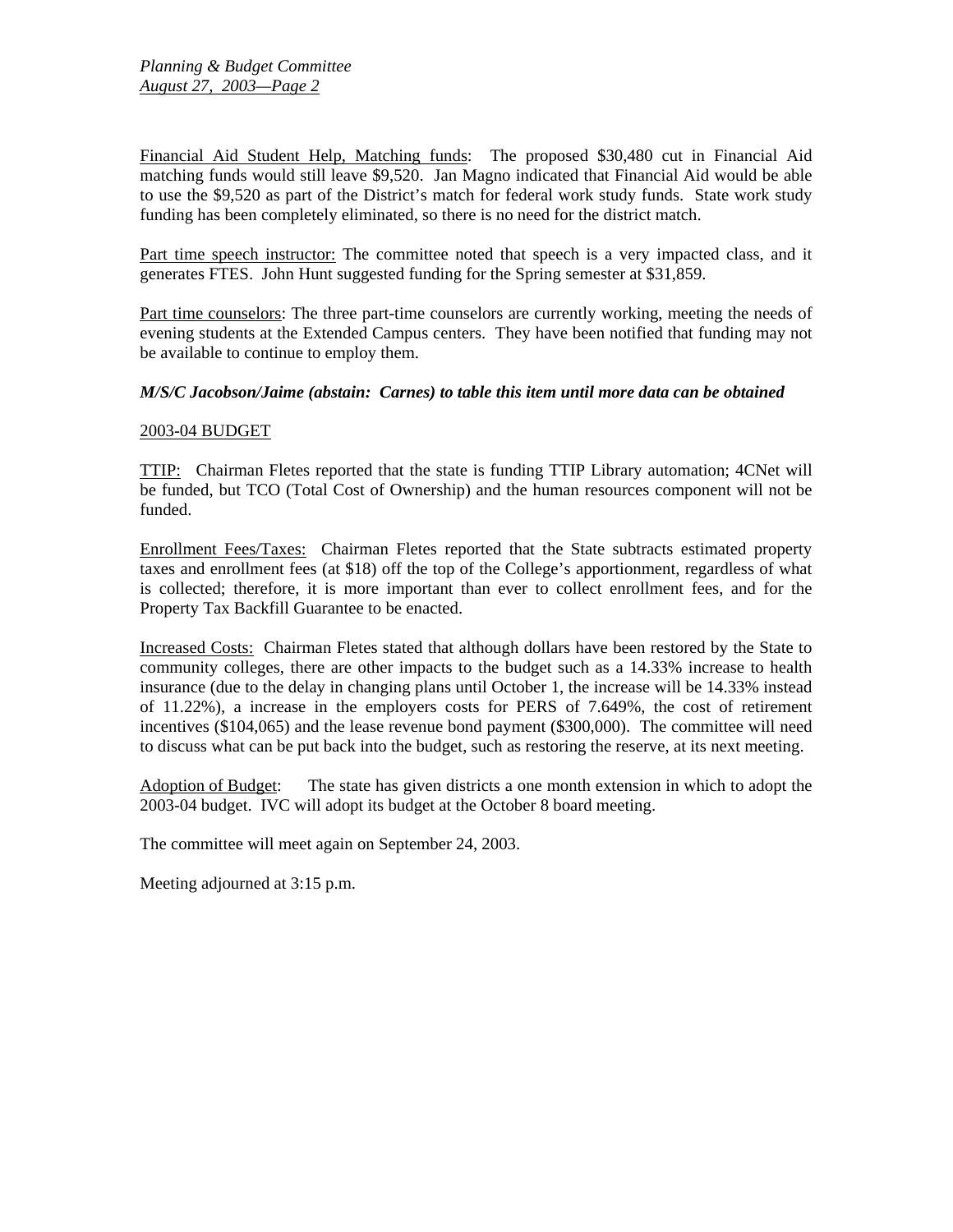Financial Aid Student Help, Matching funds: The proposed $30,480 cut in Financial Aid matching funds would still leave $9,520. Jan Magno indicated that Financial Aid would be able to use the $9,520 as part of the District's match for federal work study funds. State work study funding has been completely eliminated, so there is no need for the district match.

Part time speech instructor: The committee noted that speech is a very impacted class, and it generates FTES. John Hunt suggested funding for the Spring semester at $31,859.

Part time counselors: The three part-time counselors are currently working, meeting the needs of evening students at the Extended Campus centers. They have been notified that funding may not be available to continue to employ them.

***M/S/C Jacobson/Jaime (abstain: Carnes) to table this item until more data can be obtained***

2003-04 BUDGET

TTIP: Chairman Fletes reported that the state is funding TTIP Library automation; 4CNet will be funded, but TCO (Total Cost of Ownership) and the human resources component will not be funded.

Enrollment Fees/Taxes: Chairman Fletes reported that the State subtracts estimated property taxes and enrollment fees (at $18) off the top of the College's apportionment, regardless of what is collected; therefore, it is more important than ever to collect enrollment fees, and for the Property Tax Backfill Guarantee to be enacted.

Increased Costs: Chairman Fletes stated that although dollars have been restored by the State to community colleges, there are other impacts to the budget such as a 14.33% increase to health insurance (due to the delay in changing plans until October 1, the increase will be 14.33% instead of 11.22%), a increase in the employers costs for PERS of 7.649%, the cost of retirement incentives ($104,065) and the lease revenue bond payment ($300,000). The committee will need to discuss what can be put back into the budget, such as restoring the reserve, at its next meeting.

Adoption of Budget: The state has given districts a one month extension in which to adopt the 2003-04 budget. IVC will adopt its budget at the October 8 board meeting.

The committee will meet again on September 24, 2003.

Meeting adjourned at 3:15 p.m.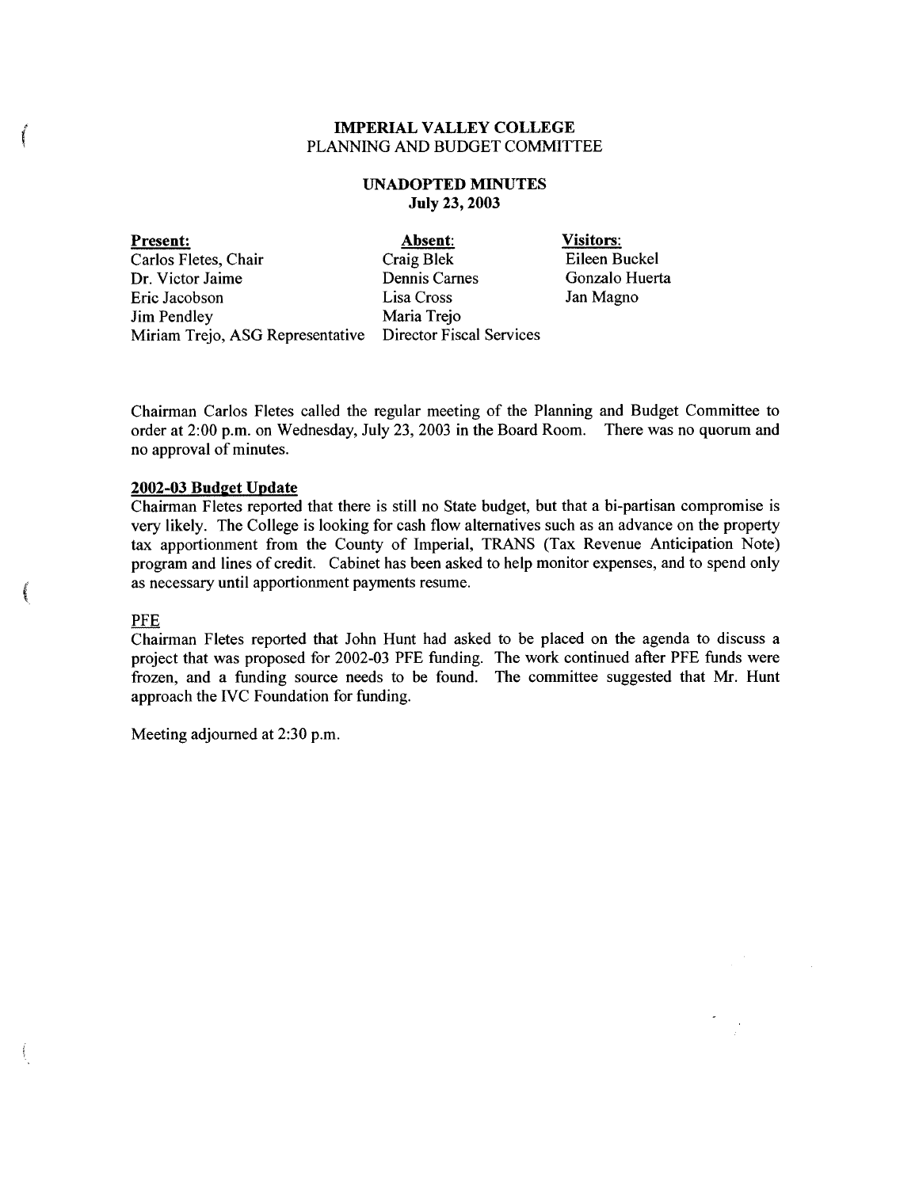**IMPERIAL VALLEY COLLEGE**
PLANNING AND BUDGET COMMITTEE

**UNADOPTED MINUTES**
**July 23, 2003**

| **Present:** | **Absent:** | **Visitors:** |
|---|---|---|
| Carlos Fletes, Chair | Craig Blek | Eileen Buckel |
| Dr. Victor Jaime | Dennis Carnes | Gonzalo Huerta |
| Eric Jacobson | Lisa Cross | Jan Magno |
| Jim Pendley | Maria Trejo | |
| Miriam Trejo, ASG Representative | Director Fiscal Services | |

Chairman Carlos Fletes called the regular meeting of the Planning and Budget Committee to order at 2:00 p.m. on Wednesday, July 23, 2003 in the Board Room. There was no quorum and no approval of minutes.

**2002-03 Budget Update**

Chairman Fletes reported that there is still no State budget, but that a bi-partisan compromise is very likely. The College is looking for cash flow alternatives such as an advance on the property tax apportionment from the County of Imperial, TRANS (Tax Revenue Anticipation Note) program and lines of credit. Cabinet has been asked to help monitor expenses, and to spend only as necessary until apportionment payments resume.

PFE

Chairman Fletes reported that John Hunt had asked to be placed on the agenda to discuss a project that was proposed for 2002-03 PFE funding. The work continued after PFE funds were frozen, and a funding source needs to be found. The committee suggested that Mr. Hunt approach the IVC Foundation for funding.

Meeting adjourned at 2:30 p.m.